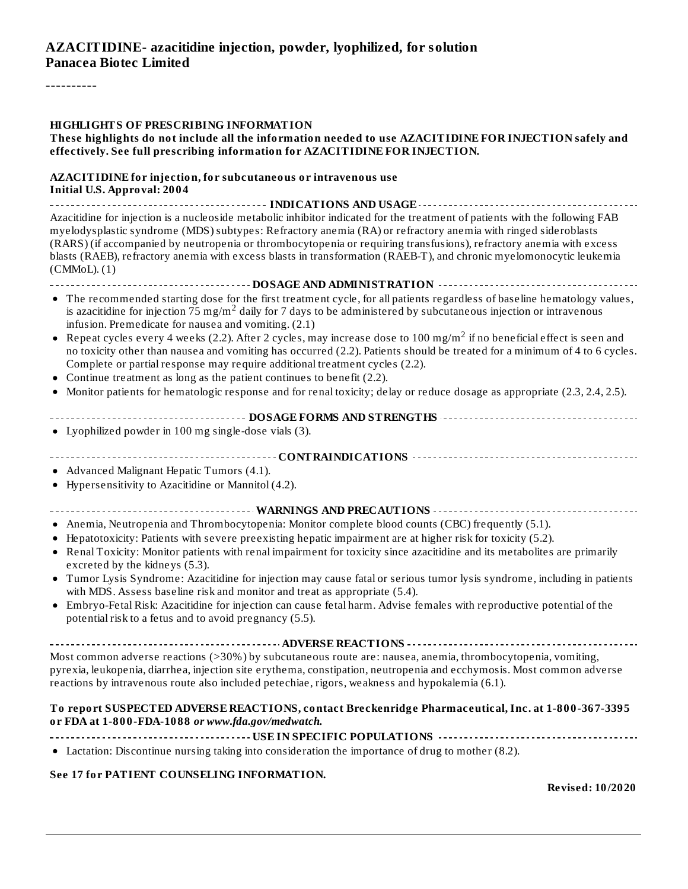# AZACITIDINE- azacitidine injection, powder, lyophilized, for solution
## Panacea Biotec Limited

----------

**HIGHLIGHTS OF PRESCRIBING INFORMATION**
**These highlights do not include all the information needed to use AZACITIDINE FOR INJECTION safely and effectively. See full prescribing information for AZACITIDINE FOR INJECTION.**

**AZACITIDINE for injection, for subcutaneous or intravenous use**
**Initial U.S. Approval: 2004**

**INDICATIONS AND USAGE**

Azacitidine for injection is a nucleoside metabolic inhibitor indicated for the treatment of patients with the following FAB myelodysplastic syndrome (MDS) subtypes: Refractory anemia (RA) or refractory anemia with ringed sideroblasts (RARS) (if accompanied by neutropenia or thrombocytopenia or requiring transfusions), refractory anemia with excess blasts (RAEB), refractory anemia with excess blasts in transformation (RAEB-T), and chronic myelomonocytic leukemia (CMMoL). (1)

**DOSAGE AND ADMINISTRATION**

- The recommended starting dose for the first treatment cycle, for all patients regardless of baseline hematology values, is azacitidine for injection 75 $mg/m^2$ daily for 7 days to be administered by subcutaneous injection or intravenous infusion. Premedicate for nausea and vomiting. (2.1)
- Repeat cycles every 4 weeks (2.2). After 2 cycles, may increase dose to 100 $mg/m^2$ if no beneficial effect is seen and no toxicity other than nausea and vomiting has occurred (2.2). Patients should be treated for a minimum of 4 to 6 cycles. Complete or partial response may require additional treatment cycles (2.2).
- Continue treatment as long as the patient continues to benefit (2.2).
- Monitor patients for hematologic response and for renal toxicity; delay or reduce dosage as appropriate (2.3, 2.4, 2.5).

**DOSAGE FORMS AND STRENGTHS**

- Lyophilized powder in 100 mg single-dose vials (3).

**CONTRAINDICATIONS**

- Advanced Malignant Hepatic Tumors (4.1).
- Hypersensitivity to Azacitidine or Mannitol (4.2).

**WARNINGS AND PRECAUTIONS**

- Anemia, Neutropenia and Thrombocytopenia: Monitor complete blood counts (CBC) frequently (5.1).
- Hepatotoxicity: Patients with severe preexisting hepatic impairment are at higher risk for toxicity (5.2).
- Renal Toxicity: Monitor patients with renal impairment for toxicity since azacitidine and its metabolites are primarily excreted by the kidneys (5.3).
- Tumor Lysis Syndrome: Azacitidine for injection may cause fatal or serious tumor lysis syndrome, including in patients with MDS. Assess baseline risk and monitor and treat as appropriate (5.4).
- Embryo-Fetal Risk: Azacitidine for injection can cause fetal harm. Advise females with reproductive potential of the potential risk to a fetus and to avoid pregnancy (5.5).

**ADVERSE REACTIONS**

Most common adverse reactions (>30%) by subcutaneous route are: nausea, anemia, thrombocytopenia, vomiting, pyrexia, leukopenia, diarrhea, injection site erythema, constipation, neutropenia and ecchymosis. Most common adverse reactions by intravenous route also included petechiae, rigors, weakness and hypokalemia (6.1).

**To report SUSPECTED ADVERSE REACTIONS, contact Breckenridge Pharmaceutical, Inc. at 1-800-367-3395 or FDA at 1-800-FDA-1088 *or www.fda.gov/medwatch.***

**USE IN SPECIFIC POPULATIONS**

- Lactation: Discontinue nursing taking into consideration the importance of drug to mother (8.2).

**See 17 for PATIENT COUNSELING INFORMATION.**

**Revised: 10/2020**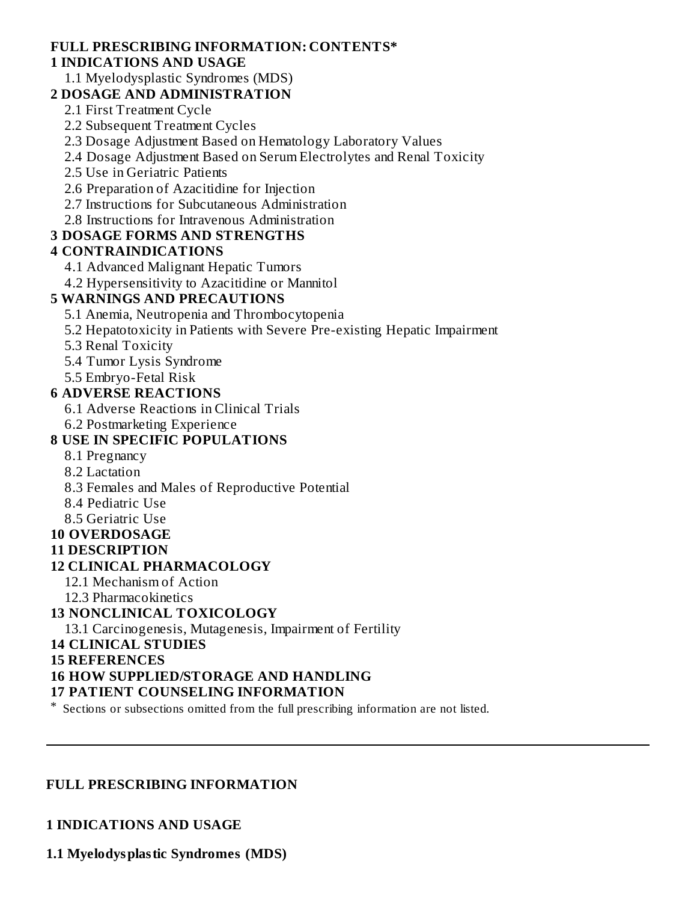**FULL PRESCRIBING INFORMATION: CONTENTS***

**1 INDICATIONS AND USAGE**

- 1.1 Myelodysplastic Syndromes (MDS)

**2 DOSAGE AND ADMINISTRATION**

- 2.1 First Treatment Cycle
- 2.2 Subsequent Treatment Cycles
- 2.3 Dosage Adjustment Based on Hematology Laboratory Values
- 2.4 Dosage Adjustment Based on Serum Electrolytes and Renal Toxicity
- 2.5 Use in Geriatric Patients
- 2.6 Preparation of Azacitidine for Injection
- 2.7 Instructions for Subcutaneous Administration
- 2.8 Instructions for Intravenous Administration

**3 DOSAGE FORMS AND STRENGTHS**

**4 CONTRAINDICATIONS**

- 4.1 Advanced Malignant Hepatic Tumors
- 4.2 Hypersensitivity to Azacitidine or Mannitol

**5 WARNINGS AND PRECAUTIONS**

- 5.1 Anemia, Neutropenia and Thrombocytopenia
- 5.2 Hepatotoxicity in Patients with Severe Pre-existing Hepatic Impairment
- 5.3 Renal Toxicity
- 5.4 Tumor Lysis Syndrome
- 5.5 Embryo-Fetal Risk

**6 ADVERSE REACTIONS**

- 6.1 Adverse Reactions in Clinical Trials
- 6.2 Postmarketing Experience

**8 USE IN SPECIFIC POPULATIONS**

- 8.1 Pregnancy
- 8.2 Lactation
- 8.3 Females and Males of Reproductive Potential
- 8.4 Pediatric Use
- 8.5 Geriatric Use

**10 OVERDOSAGE**

**11 DESCRIPTION**

**12 CLINICAL PHARMACOLOGY**

- 12.1 Mechanism of Action
- 12.3 Pharmacokinetics

**13 NONCLINICAL TOXICOLOGY**

- 13.1 Carcinogenesis, Mutagenesis, Impairment of Fertility

**14 CLINICAL STUDIES**

**15 REFERENCES**

**16 HOW SUPPLIED/STORAGE AND HANDLING**

**17 PATIENT COUNSELING INFORMATION**

\* Sections or subsections omitted from the full prescribing information are not listed.

---

## FULL PRESCRIBING INFORMATION

## 1 INDICATIONS AND USAGE

### 1.1 Myelodysplastic Syndromes (MDS)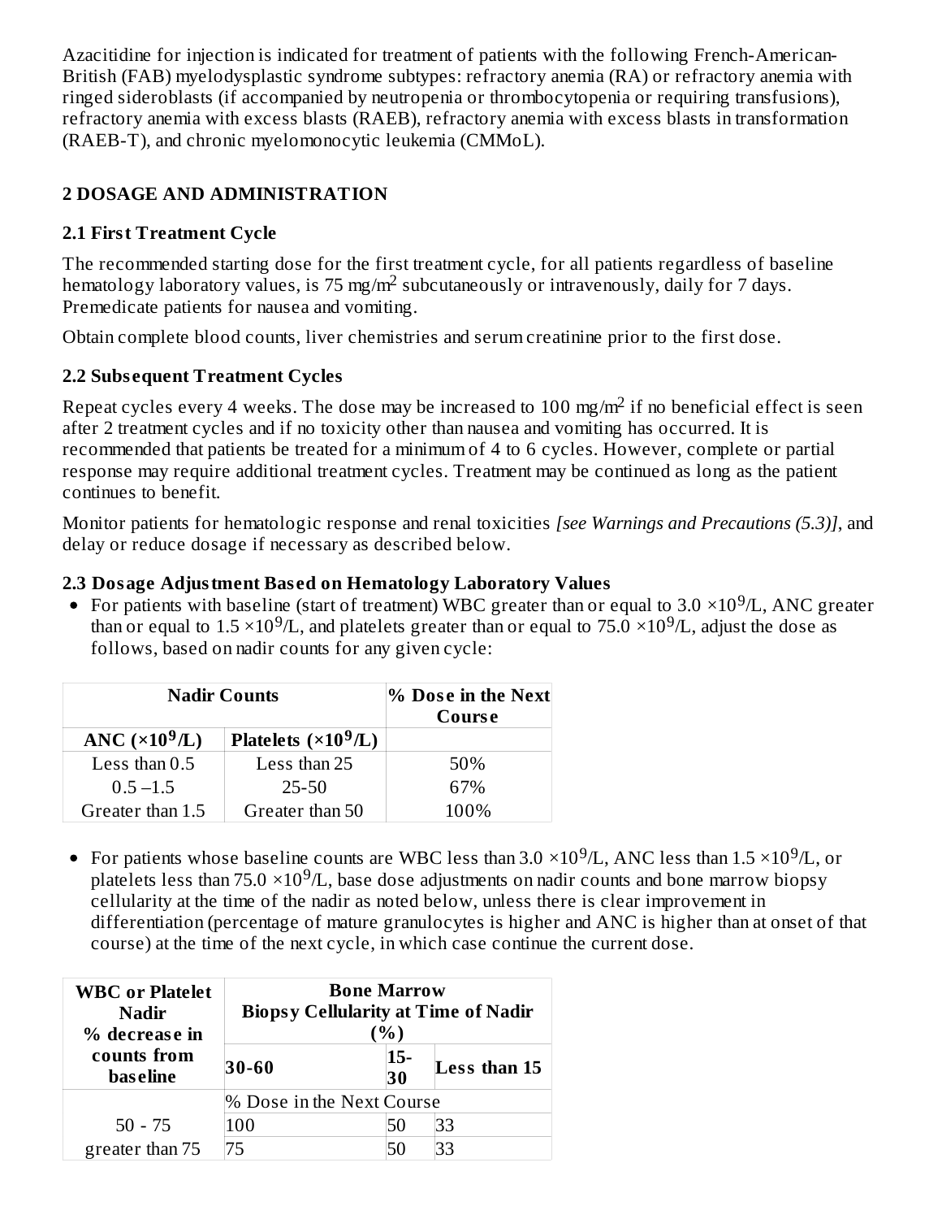Azacitidine for injection is indicated for treatment of patients with the following French-American-British (FAB) myelodysplastic syndrome subtypes: refractory anemia (RA) or refractory anemia with ringed sideroblasts (if accompanied by neutropenia or thrombocytopenia or requiring transfusions), refractory anemia with excess blasts (RAEB), refractory anemia with excess blasts in transformation (RAEB-T), and chronic myelomonocytic leukemia (CMMoL).

## 2 DOSAGE AND ADMINISTRATION

### 2.1 First Treatment Cycle

The recommended starting dose for the first treatment cycle, for all patients regardless of baseline hematology laboratory values, is 75 mg/m$^2$ subcutaneously or intravenously, daily for 7 days. Premedicate patients for nausea and vomiting.

Obtain complete blood counts, liver chemistries and serum creatinine prior to the first dose.

### 2.2 Subsequent Treatment Cycles

Repeat cycles every 4 weeks. The dose may be increased to 100 mg/m$^2$ if no beneficial effect is seen after 2 treatment cycles and if no toxicity other than nausea and vomiting has occurred. It is recommended that patients be treated for a minimum of 4 to 6 cycles. However, complete or partial response may require additional treatment cycles. Treatment may be continued as long as the patient continues to benefit.

Monitor patients for hematologic response and renal toxicities *[see Warnings and Precautions (5.3)]*, and delay or reduce dosage if necessary as described below.

### 2.3 Dosage Adjustment Based on Hematology Laboratory Values

- For patients with baseline (start of treatment) WBC greater than or equal to 3.0 $\times 10^9$/L, ANC greater than or equal to 1.5 $\times 10^9$/L, and platelets greater than or equal to 75.0 $\times 10^9$/L, adjust the dose as follows, based on nadir counts for any given cycle:

| Nadir Counts | | % Dose in the Next Course |
|---|---|---|
| **ANC ($\times 10^9$/L)** | **Platelets ($\times 10^9$/L)** | |
| Less than 0.5 | Less than 25 | 50% |
| 0.5 –1.5 | 25-50 | 67% |
| Greater than 1.5 | Greater than 50 | 100% |

- For patients whose baseline counts are WBC less than 3.0 $\times 10^9$/L, ANC less than 1.5 $\times 10^9$/L, or platelets less than 75.0 $\times 10^9$/L, base dose adjustments on nadir counts and bone marrow biopsy cellularity at the time of the nadir as noted below, unless there is clear improvement in differentiation (percentage of mature granulocytes is higher and ANC is higher than at onset of that course) at the time of the next cycle, in which case continue the current dose.

| WBC or Platelet Nadir % decrease in counts from baseline | Bone Marrow Biopsy Cellularity at Time of Nadir (%) | | |
|---|---|---|---|
| | **30-60** | **15-30** | **Less than 15** |
| | % Dose in the Next Course | | |
| 50 - 75 | 100 | 50 | 33 |
| greater than 75 | 75 | 50 | 33 |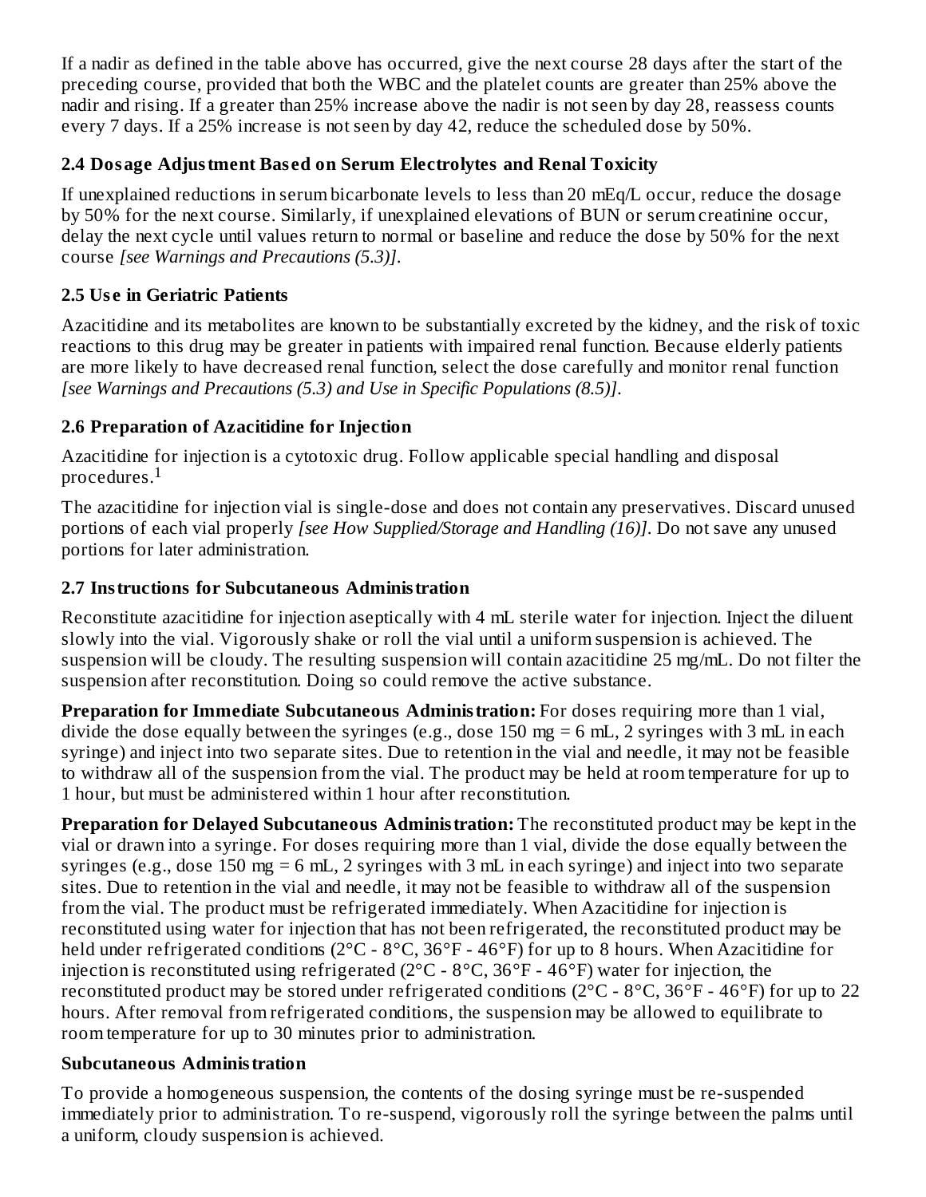If a nadir as defined in the table above has occurred, give the next course 28 days after the start of the preceding course, provided that both the WBC and the platelet counts are greater than 25% above the nadir and rising. If a greater than 25% increase above the nadir is not seen by day 28, reassess counts every 7 days. If a 25% increase is not seen by day 42, reduce the scheduled dose by 50%.

### 2.4 Dosage Adjustment Based on Serum Electrolytes and Renal Toxicity

If unexplained reductions in serum bicarbonate levels to less than 20 mEq/L occur, reduce the dosage by 50% for the next course. Similarly, if unexplained elevations of BUN or serum creatinine occur, delay the next cycle until values return to normal or baseline and reduce the dose by 50% for the next course *[see Warnings and Precautions (5.3)]*.

### 2.5 Use in Geriatric Patients

Azacitidine and its metabolites are known to be substantially excreted by the kidney, and the risk of toxic reactions to this drug may be greater in patients with impaired renal function. Because elderly patients are more likely to have decreased renal function, select the dose carefully and monitor renal function *[see Warnings and Precautions (5.3) and Use in Specific Populations (8.5)]*.

### 2.6 Preparation of Azacitidine for Injection

Azacitidine for injection is a cytotoxic drug. Follow applicable special handling and disposal procedures.[1]

The azacitidine for injection vial is single-dose and does not contain any preservatives. Discard unused portions of each vial properly *[see How Supplied/Storage and Handling (16)]*. Do not save any unused portions for later administration.

### 2.7 Instructions for Subcutaneous Administration

Reconstitute azacitidine for injection aseptically with 4 mL sterile water for injection. Inject the diluent slowly into the vial. Vigorously shake or roll the vial until a uniform suspension is achieved. The suspension will be cloudy. The resulting suspension will contain azacitidine 25 mg/mL. Do not filter the suspension after reconstitution. Doing so could remove the active substance.

**Preparation for Immediate Subcutaneous Administration:** For doses requiring more than 1 vial, divide the dose equally between the syringes (e.g., dose 150 mg = 6 mL, 2 syringes with 3 mL in each syringe) and inject into two separate sites. Due to retention in the vial and needle, it may not be feasible to withdraw all of the suspension from the vial. The product may be held at room temperature for up to 1 hour, but must be administered within 1 hour after reconstitution.

**Preparation for Delayed Subcutaneous Administration:** The reconstituted product may be kept in the vial or drawn into a syringe. For doses requiring more than 1 vial, divide the dose equally between the syringes (e.g., dose 150 mg = 6 mL, 2 syringes with 3 mL in each syringe) and inject into two separate sites. Due to retention in the vial and needle, it may not be feasible to withdraw all of the suspension from the vial. The product must be refrigerated immediately. When Azacitidine for injection is reconstituted using water for injection that has not been refrigerated, the reconstituted product may be held under refrigerated conditions (2°C - 8°C, 36°F - 46°F) for up to 8 hours. When Azacitidine for injection is reconstituted using refrigerated (2°C - 8°C, 36°F - 46°F) water for injection, the reconstituted product may be stored under refrigerated conditions (2°C - 8°C, 36°F - 46°F) for up to 22 hours. After removal from refrigerated conditions, the suspension may be allowed to equilibrate to room temperature for up to 30 minutes prior to administration.

**Subcutaneous Administration**

To provide a homogeneous suspension, the contents of the dosing syringe must be re-suspended immediately prior to administration. To re-suspend, vigorously roll the syringe between the palms until a uniform, cloudy suspension is achieved.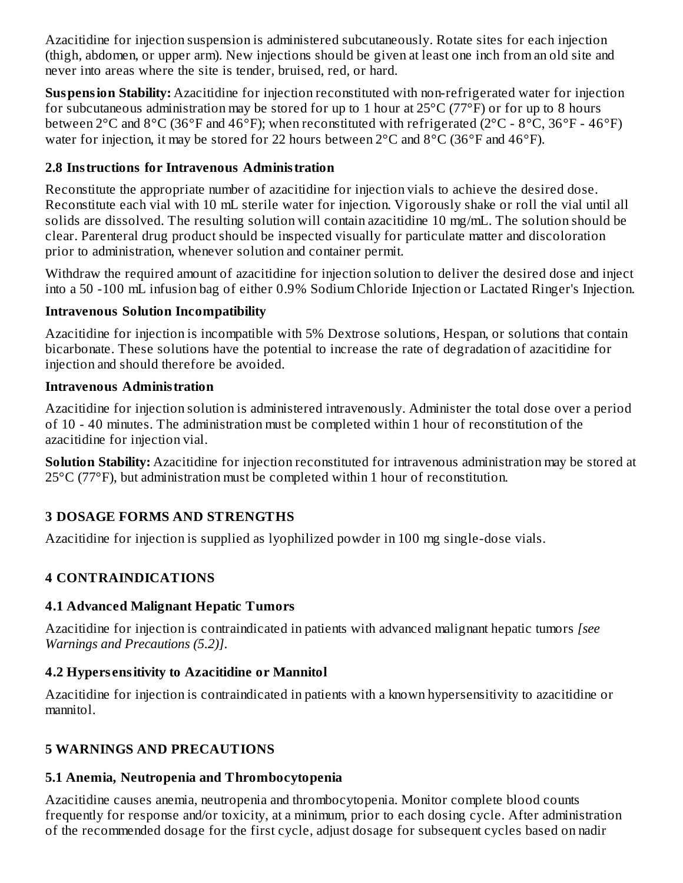Azacitidine for injection suspension is administered subcutaneously. Rotate sites for each injection (thigh, abdomen, or upper arm). New injections should be given at least one inch from an old site and never into areas where the site is tender, bruised, red, or hard.

**Suspension Stability:** Azacitidine for injection reconstituted with non-refrigerated water for injection for subcutaneous administration may be stored for up to 1 hour at 25°C (77°F) or for up to 8 hours between 2°C and 8°C (36°F and 46°F); when reconstituted with refrigerated (2°C - 8°C, 36°F - 46°F) water for injection, it may be stored for 22 hours between 2°C and 8°C (36°F and 46°F).

### 2.8 Instructions for Intravenous Administration

Reconstitute the appropriate number of azacitidine for injection vials to achieve the desired dose. Reconstitute each vial with 10 mL sterile water for injection. Vigorously shake or roll the vial until all solids are dissolved. The resulting solution will contain azacitidine 10 mg/mL. The solution should be clear. Parenteral drug product should be inspected visually for particulate matter and discoloration prior to administration, whenever solution and container permit.

Withdraw the required amount of azacitidine for injection solution to deliver the desired dose and inject into a 50 -100 mL infusion bag of either 0.9% Sodium Chloride Injection or Lactated Ringer's Injection.

**Intravenous Solution Incompatibility**

Azacitidine for injection is incompatible with 5% Dextrose solutions, Hespan, or solutions that contain bicarbonate. These solutions have the potential to increase the rate of degradation of azacitidine for injection and should therefore be avoided.

**Intravenous Administration**

Azacitidine for injection solution is administered intravenously. Administer the total dose over a period of 10 - 40 minutes. The administration must be completed within 1 hour of reconstitution of the azacitidine for injection vial.

**Solution Stability:** Azacitidine for injection reconstituted for intravenous administration may be stored at 25°C (77°F), but administration must be completed within 1 hour of reconstitution.

## 3 DOSAGE FORMS AND STRENGTHS

Azacitidine for injection is supplied as lyophilized powder in 100 mg single-dose vials.

## 4 CONTRAINDICATIONS

### 4.1 Advanced Malignant Hepatic Tumors

Azacitidine for injection is contraindicated in patients with advanced malignant hepatic tumors *[see Warnings and Precautions (5.2)]*.

### 4.2 Hypersensitivity to Azacitidine or Mannitol

Azacitidine for injection is contraindicated in patients with a known hypersensitivity to azacitidine or mannitol.

## 5 WARNINGS AND PRECAUTIONS

### 5.1 Anemia, Neutropenia and Thrombocytopenia

Azacitidine causes anemia, neutropenia and thrombocytopenia. Monitor complete blood counts frequently for response and/or toxicity, at a minimum, prior to each dosing cycle. After administration of the recommended dosage for the first cycle, adjust dosage for subsequent cycles based on nadir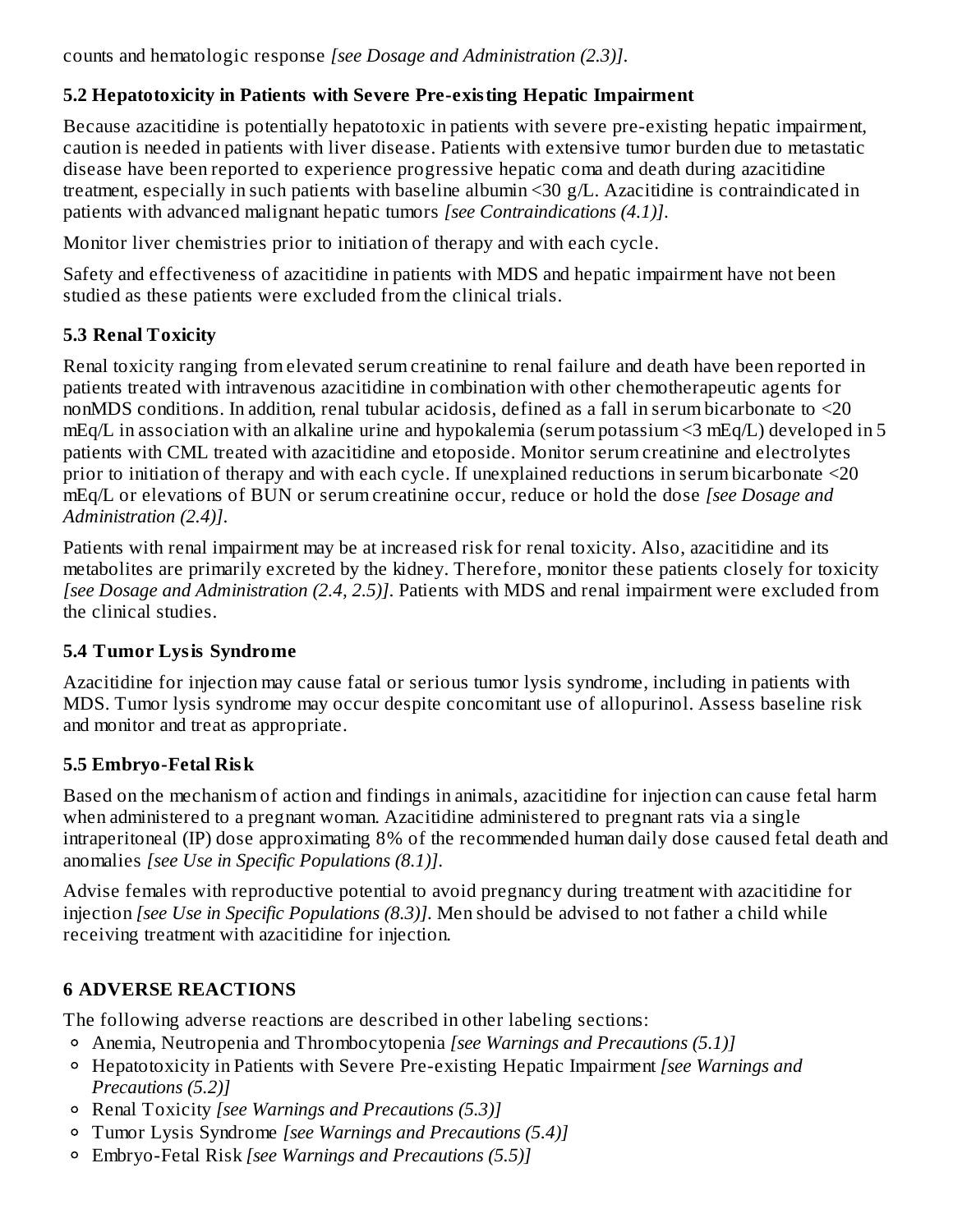counts and hematologic response *[see Dosage and Administration (2.3)]*.

### 5.2 Hepatotoxicity in Patients with Severe Pre-existing Hepatic Impairment

Because azacitidine is potentially hepatotoxic in patients with severe pre-existing hepatic impairment, caution is needed in patients with liver disease. Patients with extensive tumor burden due to metastatic disease have been reported to experience progressive hepatic coma and death during azacitidine treatment, especially in such patients with baseline albumin <30 g/L. Azacitidine is contraindicated in patients with advanced malignant hepatic tumors *[see Contraindications (4.1)]*.

Monitor liver chemistries prior to initiation of therapy and with each cycle.

Safety and effectiveness of azacitidine in patients with MDS and hepatic impairment have not been studied as these patients were excluded from the clinical trials.

### 5.3 Renal Toxicity

Renal toxicity ranging from elevated serum creatinine to renal failure and death have been reported in patients treated with intravenous azacitidine in combination with other chemotherapeutic agents for nonMDS conditions. In addition, renal tubular acidosis, defined as a fall in serum bicarbonate to <20 mEq/L in association with an alkaline urine and hypokalemia (serum potassium <3 mEq/L) developed in 5 patients with CML treated with azacitidine and etoposide. Monitor serum creatinine and electrolytes prior to initiation of therapy and with each cycle. If unexplained reductions in serum bicarbonate <20 mEq/L or elevations of BUN or serum creatinine occur, reduce or hold the dose *[see Dosage and Administration (2.4)]*.

Patients with renal impairment may be at increased risk for renal toxicity. Also, azacitidine and its metabolites are primarily excreted by the kidney. Therefore, monitor these patients closely for toxicity *[see Dosage and Administration (2.4, 2.5)]*. Patients with MDS and renal impairment were excluded from the clinical studies.

### 5.4 Tumor Lysis Syndrome

Azacitidine for injection may cause fatal or serious tumor lysis syndrome, including in patients with MDS. Tumor lysis syndrome may occur despite concomitant use of allopurinol. Assess baseline risk and monitor and treat as appropriate.

### 5.5 Embryo-Fetal Risk

Based on the mechanism of action and findings in animals, azacitidine for injection can cause fetal harm when administered to a pregnant woman. Azacitidine administered to pregnant rats via a single intraperitoneal (IP) dose approximating 8% of the recommended human daily dose caused fetal death and anomalies *[see Use in Specific Populations (8.1)]*.

Advise females with reproductive potential to avoid pregnancy during treatment with azacitidine for injection *[see Use in Specific Populations (8.3)]*. Men should be advised to not father a child while receiving treatment with azacitidine for injection.

## 6 ADVERSE REACTIONS

The following adverse reactions are described in other labeling sections:

- Anemia, Neutropenia and Thrombocytopenia *[see Warnings and Precautions (5.1)]*
- Hepatotoxicity in Patients with Severe Pre-existing Hepatic Impairment *[see Warnings and Precautions (5.2)]*
- Renal Toxicity *[see Warnings and Precautions (5.3)]*
- Tumor Lysis Syndrome *[see Warnings and Precautions (5.4)]*
- Embryo-Fetal Risk *[see Warnings and Precautions (5.5)]*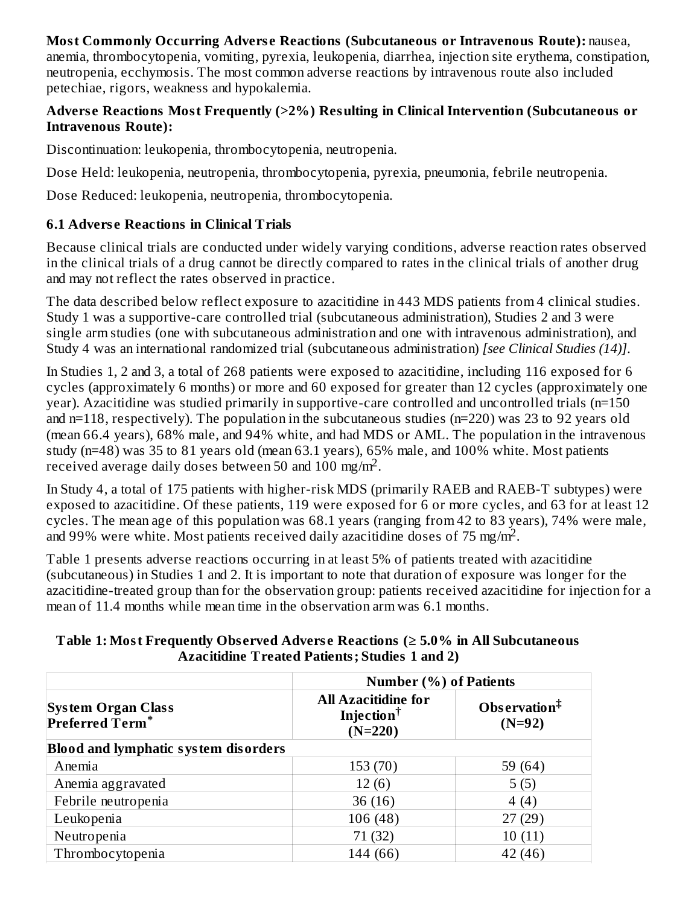**Most Commonly Occurring Adverse Reactions (Subcutaneous or Intravenous Route):** nausea, anemia, thrombocytopenia, vomiting, pyrexia, leukopenia, diarrhea, injection site erythema, constipation, neutropenia, ecchymosis. The most common adverse reactions by intravenous route also included petechiae, rigors, weakness and hypokalemia.

**Adverse Reactions Most Frequently (>2%) Resulting in Clinical Intervention (Subcutaneous or Intravenous Route):**

Discontinuation: leukopenia, thrombocytopenia, neutropenia.

Dose Held: leukopenia, neutropenia, thrombocytopenia, pyrexia, pneumonia, febrile neutropenia.

Dose Reduced: leukopenia, neutropenia, thrombocytopenia.

### 6.1 Adverse Reactions in Clinical Trials

Because clinical trials are conducted under widely varying conditions, adverse reaction rates observed in the clinical trials of a drug cannot be directly compared to rates in the clinical trials of another drug and may not reflect the rates observed in practice.

The data described below reflect exposure to azacitidine in 443 MDS patients from 4 clinical studies. Study 1 was a supportive-care controlled trial (subcutaneous administration), Studies 2 and 3 were single arm studies (one with subcutaneous administration and one with intravenous administration), and Study 4 was an international randomized trial (subcutaneous administration) *[see Clinical Studies (14)]*.

In Studies 1, 2 and 3, a total of 268 patients were exposed to azacitidine, including 116 exposed for 6 cycles (approximately 6 months) or more and 60 exposed for greater than 12 cycles (approximately one year). Azacitidine was studied primarily in supportive-care controlled and uncontrolled trials (n=150 and n=118, respectively). The population in the subcutaneous studies (n=220) was 23 to 92 years old (mean 66.4 years), 68% male, and 94% white, and had MDS or AML. The population in the intravenous study (n=48) was 35 to 81 years old (mean 63.1 years), 65% male, and 100% white. Most patients received average daily doses between 50 and 100 mg/m$^2$.

In Study 4, a total of 175 patients with higher-risk MDS (primarily RAEB and RAEB-T subtypes) were exposed to azacitidine. Of these patients, 119 were exposed for 6 or more cycles, and 63 for at least 12 cycles. The mean age of this population was 68.1 years (ranging from 42 to 83 years), 74% were male, and 99% were white. Most patients received daily azacitidine doses of 75 mg/m$^2$.

Table 1 presents adverse reactions occurring in at least 5% of patients treated with azacitidine (subcutaneous) in Studies 1 and 2. It is important to note that duration of exposure was longer for the azacitidine-treated group than for the observation group: patients received azacitidine for injection for a mean of 11.4 months while mean time in the observation arm was 6.1 months.

**Table 1: Most Frequently Observed Adverse Reactions (≥ 5.0% in All Subcutaneous Azacitidine Treated Patients; Studies 1 and 2)**

| | Number (%) of Patients | |
|---|---|---|
| **System Organ Class Preferred Term*** | **All Azacitidine for Injection† (N=220)** | **Observation‡ (N=92)** |
| **Blood and lymphatic system disorders** | | |
| Anemia | 153 (70) | 59 (64) |
| Anemia aggravated | 12 (6) | 5 (5) |
| Febrile neutropenia | 36 (16) | 4 (4) |
| Leukopenia | 106 (48) | 27 (29) |
| Neutropenia | 71 (32) | 10 (11) |
| Thrombocytopenia | 144 (66) | 42 (46) |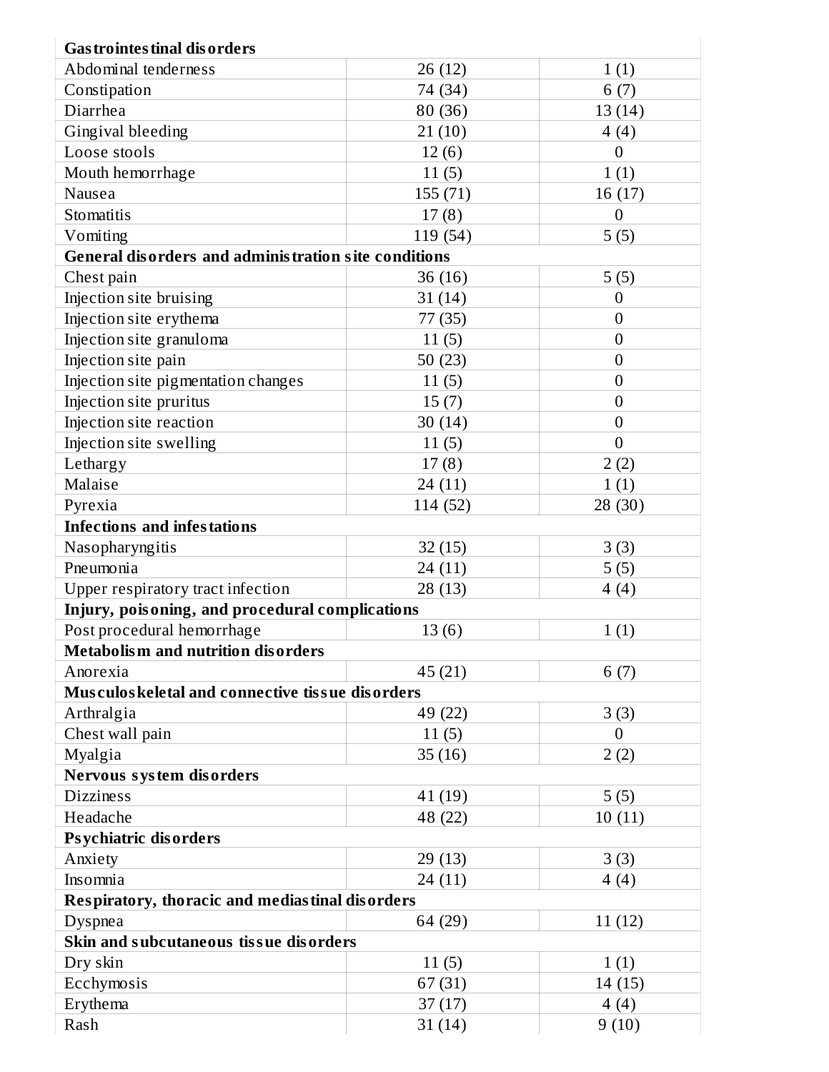| | | |
|---|---|---|
| **Gastrointestinal disorders** | | |
| Abdominal tenderness | 26 (12) | 1 (1) |
| Constipation | 74 (34) | 6 (7) |
| Diarrhea | 80 (36) | 13 (14) |
| Gingival bleeding | 21 (10) | 4 (4) |
| Loose stools | 12 (6) | 0 |
| Mouth hemorrhage | 11 (5) | 1 (1) |
| Nausea | 155 (71) | 16 (17) |
| Stomatitis | 17 (8) | 0 |
| Vomiting | 119 (54) | 5 (5) |
| **General disorders and administration site conditions** | | |
| Chest pain | 36 (16) | 5 (5) |
| Injection site bruising | 31 (14) | 0 |
| Injection site erythema | 77 (35) | 0 |
| Injection site granuloma | 11 (5) | 0 |
| Injection site pain | 50 (23) | 0 |
| Injection site pigmentation changes | 11 (5) | 0 |
| Injection site pruritus | 15 (7) | 0 |
| Injection site reaction | 30 (14) | 0 |
| Injection site swelling | 11 (5) | 0 |
| Lethargy | 17 (8) | 2 (2) |
| Malaise | 24 (11) | 1 (1) |
| Pyrexia | 114 (52) | 28 (30) |
| **Infections and infestations** | | |
| Nasopharyngitis | 32 (15) | 3 (3) |
| Pneumonia | 24 (11) | 5 (5) |
| Upper respiratory tract infection | 28 (13) | 4 (4) |
| **Injury, poisoning, and procedural complications** | | |
| Post procedural hemorrhage | 13 (6) | 1 (1) |
| **Metabolism and nutrition disorders** | | |
| Anorexia | 45 (21) | 6 (7) |
| **Musculoskeletal and connective tissue disorders** | | |
| Arthralgia | 49 (22) | 3 (3) |
| Chest wall pain | 11 (5) | 0 |
| Myalgia | 35 (16) | 2 (2) |
| **Nervous system disorders** | | |
| Dizziness | 41 (19) | 5 (5) |
| Headache | 48 (22) | 10 (11) |
| **Psychiatric disorders** | | |
| Anxiety | 29 (13) | 3 (3) |
| Insomnia | 24 (11) | 4 (4) |
| **Respiratory, thoracic and mediastinal disorders** | | |
| Dyspnea | 64 (29) | 11 (12) |
| **Skin and subcutaneous tissue disorders** | | |
| Dry skin | 11 (5) | 1 (1) |
| Ecchymosis | 67 (31) | 14 (15) |
| Erythema | 37 (17) | 4 (4) |
| Rash | 31 (14) | 9 (10) |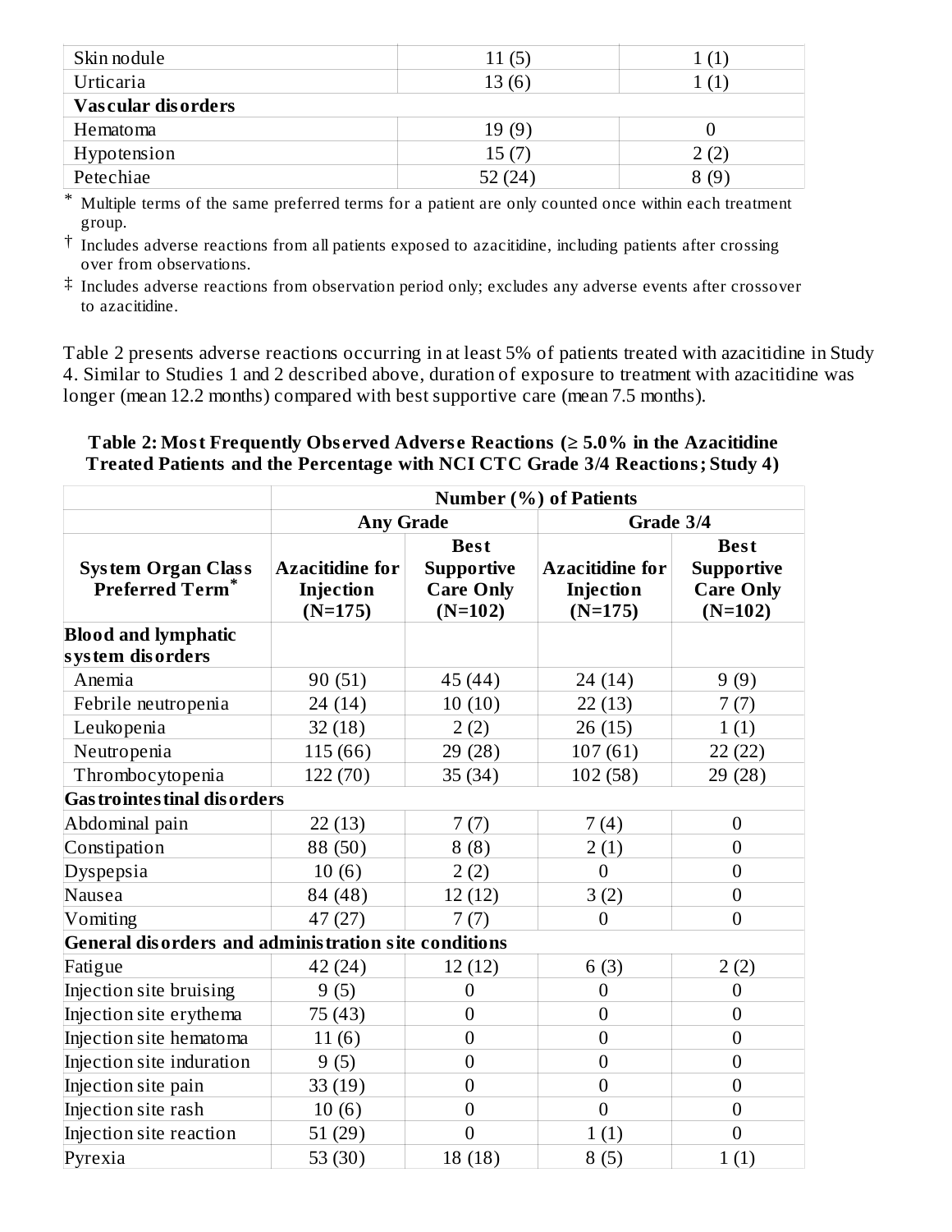| Skin nodule | 11 (5) | 1 (1) |
|---|---|---|
| Urticaria | 13 (6) | 1 (1) |
| **Vascular disorders** | | |
| Hematoma | 19 (9) | 0 |
| Hypotension | 15 (7) | 2 (2) |
| Petechiae | 52 (24) | 8 (9) |

\* Multiple terms of the same preferred terms for a patient are only counted once within each treatment group.

† Includes adverse reactions from all patients exposed to azacitidine, including patients after crossing over from observations.

‡ Includes adverse reactions from observation period only; excludes any adverse events after crossover to azacitidine.

Table 2 presents adverse reactions occurring in at least 5% of patients treated with azacitidine in Study 4. Similar to Studies 1 and 2 described above, duration of exposure to treatment with azacitidine was longer (mean 12.2 months) compared with best supportive care (mean 7.5 months).

**Table 2: Most Frequently Observed Adverse Reactions (≥ 5.0% in the Azacitidine Treated Patients and the Percentage with NCI CTC Grade 3/4 Reactions; Study 4)**

| | Number (%) of Patients | | | |
|---|---|---|---|---|
| | Any Grade | | Grade 3/4 | |
| **System Organ Class Preferred Term*** | **Azacitidine for Injection (N=175)** | **Best Supportive Care Only (N=102)** | **Azacitidine for Injection (N=175)** | **Best Supportive Care Only (N=102)** |
| **Blood and lymphatic system disorders** | | | | |
| Anemia | 90 (51) | 45 (44) | 24 (14) | 9 (9) |
| Febrile neutropenia | 24 (14) | 10 (10) | 22 (13) | 7 (7) |
| Leukopenia | 32 (18) | 2 (2) | 26 (15) | 1 (1) |
| Neutropenia | 115 (66) | 29 (28) | 107 (61) | 22 (22) |
| Thrombocytopenia | 122 (70) | 35 (34) | 102 (58) | 29 (28) |
| **Gastrointestinal disorders** | | | | |
| Abdominal pain | 22 (13) | 7 (7) | 7 (4) | 0 |
| Constipation | 88 (50) | 8 (8) | 2 (1) | 0 |
| Dyspepsia | 10 (6) | 2 (2) | 0 | 0 |
| Nausea | 84 (48) | 12 (12) | 3 (2) | 0 |
| Vomiting | 47 (27) | 7 (7) | 0 | 0 |
| **General disorders and administration site conditions** | | | | |
| Fatigue | 42 (24) | 12 (12) | 6 (3) | 2 (2) |
| Injection site bruising | 9 (5) | 0 | 0 | 0 |
| Injection site erythema | 75 (43) | 0 | 0 | 0 |
| Injection site hematoma | 11 (6) | 0 | 0 | 0 |
| Injection site induration | 9 (5) | 0 | 0 | 0 |
| Injection site pain | 33 (19) | 0 | 0 | 0 |
| Injection site rash | 10 (6) | 0 | 0 | 0 |
| Injection site reaction | 51 (29) | 0 | 1 (1) | 0 |
| Pyrexia | 53 (30) | 18 (18) | 8 (5) | 1 (1) |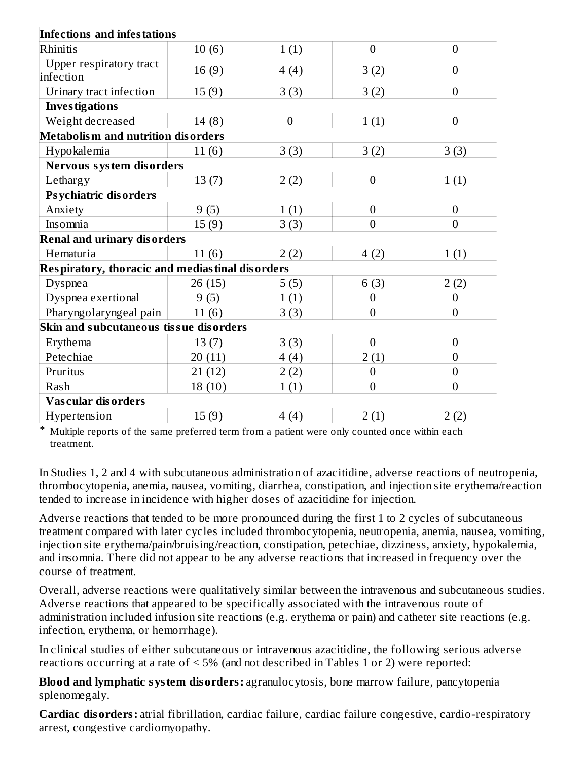| | | | | |
|---|---|---|---|---|
| **Infections and infestations** | | | | |
| Rhinitis | 10 (6) | 1 (1) | 0 | 0 |
| Upper respiratory tract infection | 16 (9) | 4 (4) | 3 (2) | 0 |
| Urinary tract infection | 15 (9) | 3 (3) | 3 (2) | 0 |
| **Investigations** | | | | |
| Weight decreased | 14 (8) | 0 | 1 (1) | 0 |
| **Metabolism and nutrition disorders** | | | | |
| Hypokalemia | 11 (6) | 3 (3) | 3 (2) | 3 (3) |
| **Nervous system disorders** | | | | |
| Lethargy | 13 (7) | 2 (2) | 0 | 1 (1) |
| **Psychiatric disorders** | | | | |
| Anxiety | 9 (5) | 1 (1) | 0 | 0 |
| Insomnia | 15 (9) | 3 (3) | 0 | 0 |
| **Renal and urinary disorders** | | | | |
| Hematuria | 11 (6) | 2 (2) | 4 (2) | 1 (1) |
| **Respiratory, thoracic and mediastinal disorders** | | | | |
| Dyspnea | 26 (15) | 5 (5) | 6 (3) | 2 (2) |
| Dyspnea exertional | 9 (5) | 1 (1) | 0 | 0 |
| Pharyngolaryngeal pain | 11 (6) | 3 (3) | 0 | 0 |
| **Skin and subcutaneous tissue disorders** | | | | |
| Erythema | 13 (7) | 3 (3) | 0 | 0 |
| Petechiae | 20 (11) | 4 (4) | 2 (1) | 0 |
| Pruritus | 21 (12) | 2 (2) | 0 | 0 |
| Rash | 18 (10) | 1 (1) | 0 | 0 |
| **Vascular disorders** | | | | |
| Hypertension | 15 (9) | 4 (4) | 2 (1) | 2 (2) |

\* Multiple reports of the same preferred term from a patient were only counted once within each treatment.

In Studies 1, 2 and 4 with subcutaneous administration of azacitidine, adverse reactions of neutropenia, thrombocytopenia, anemia, nausea, vomiting, diarrhea, constipation, and injection site erythema/reaction tended to increase in incidence with higher doses of azacitidine for injection.

Adverse reactions that tended to be more pronounced during the first 1 to 2 cycles of subcutaneous treatment compared with later cycles included thrombocytopenia, neutropenia, anemia, nausea, vomiting, injection site erythema/pain/bruising/reaction, constipation, petechiae, dizziness, anxiety, hypokalemia, and insomnia. There did not appear to be any adverse reactions that increased in frequency over the course of treatment.

Overall, adverse reactions were qualitatively similar between the intravenous and subcutaneous studies. Adverse reactions that appeared to be specifically associated with the intravenous route of administration included infusion site reactions (e.g. erythema or pain) and catheter site reactions (e.g. infection, erythema, or hemorrhage).

In clinical studies of either subcutaneous or intravenous azacitidine, the following serious adverse reactions occurring at a rate of < 5% (and not described in Tables 1 or 2) were reported:

**Blood and lymphatic system disorders:** agranulocytosis, bone marrow failure, pancytopenia splenomegaly.

**Cardiac disorders:** atrial fibrillation, cardiac failure, cardiac failure congestive, cardio-respiratory arrest, congestive cardiomyopathy.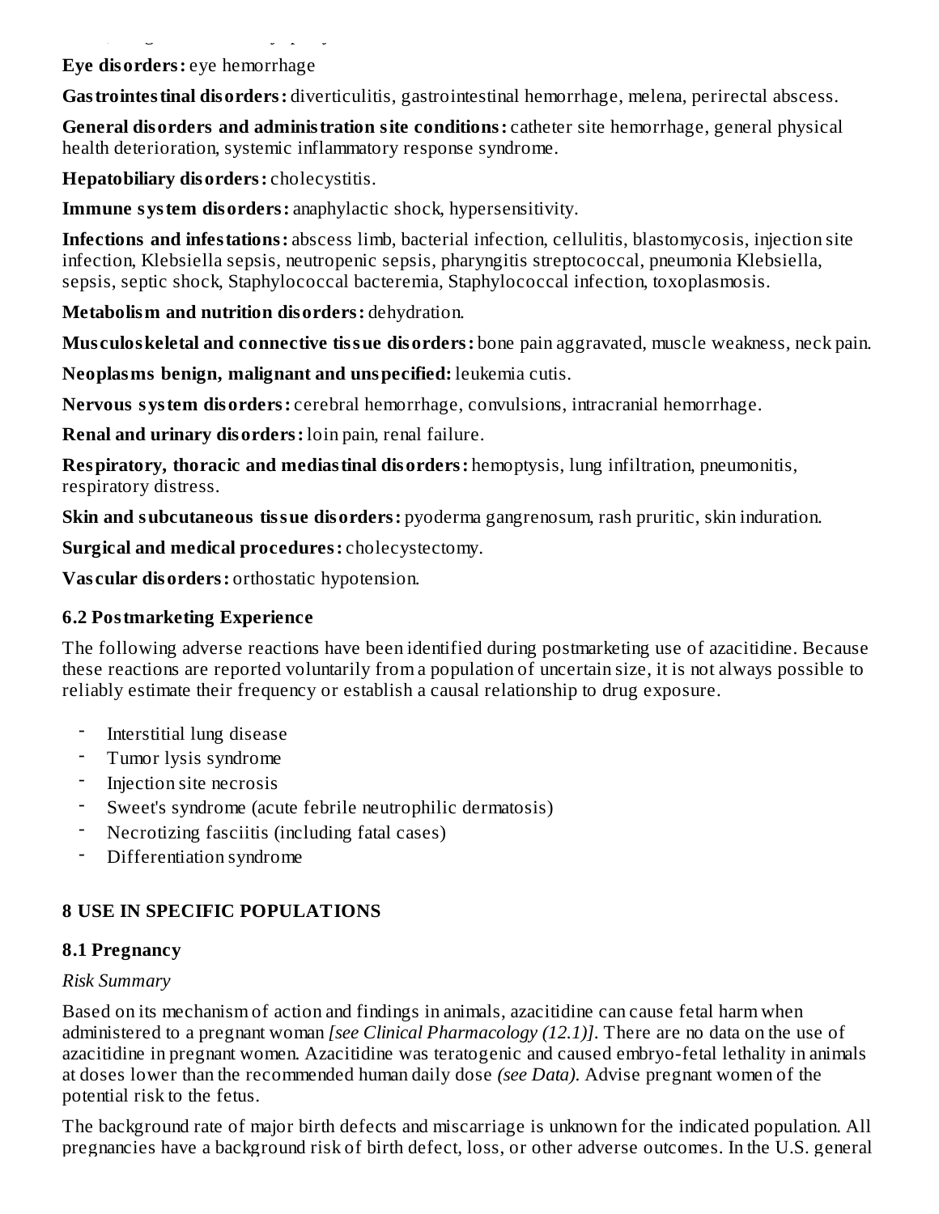**Eye disorders:** eye hemorrhage

**Gastrointestinal disorders:** diverticulitis, gastrointestinal hemorrhage, melena, perirectal abscess.

**General disorders and administration site conditions:** catheter site hemorrhage, general physical health deterioration, systemic inflammatory response syndrome.

**Hepatobiliary disorders:** cholecystitis.

**Immune system disorders:** anaphylactic shock, hypersensitivity.

**Infections and infestations:** abscess limb, bacterial infection, cellulitis, blastomycosis, injection site infection, Klebsiella sepsis, neutropenic sepsis, pharyngitis streptococcal, pneumonia Klebsiella, sepsis, septic shock, Staphylococcal bacteremia, Staphylococcal infection, toxoplasmosis.

**Metabolism and nutrition disorders:** dehydration.

**Musculoskeletal and connective tissue disorders:** bone pain aggravated, muscle weakness, neck pain.

**Neoplasms benign, malignant and unspecified:** leukemia cutis.

**Nervous system disorders:** cerebral hemorrhage, convulsions, intracranial hemorrhage.

**Renal and urinary disorders:** loin pain, renal failure.

**Respiratory, thoracic and mediastinal disorders:** hemoptysis, lung infiltration, pneumonitis, respiratory distress.

**Skin and subcutaneous tissue disorders:** pyoderma gangrenosum, rash pruritic, skin induration.

**Surgical and medical procedures:** cholecystectomy.

**Vascular disorders:** orthostatic hypotension.

### 6.2 Postmarketing Experience

The following adverse reactions have been identified during postmarketing use of azacitidine. Because these reactions are reported voluntarily from a population of uncertain size, it is not always possible to reliably estimate their frequency or establish a causal relationship to drug exposure.

- Interstitial lung disease
- Tumor lysis syndrome
- Injection site necrosis
- Sweet's syndrome (acute febrile neutrophilic dermatosis)
- Necrotizing fasciitis (including fatal cases)
- Differentiation syndrome

## 8 USE IN SPECIFIC POPULATIONS

### 8.1 Pregnancy

*Risk Summary*

Based on its mechanism of action and findings in animals, azacitidine can cause fetal harm when administered to a pregnant woman *[see Clinical Pharmacology (12.1)]*. There are no data on the use of azacitidine in pregnant women. Azacitidine was teratogenic and caused embryo-fetal lethality in animals at doses lower than the recommended human daily dose *(see Data)*. Advise pregnant women of the potential risk to the fetus.

The background rate of major birth defects and miscarriage is unknown for the indicated population. All pregnancies have a background risk of birth defect, loss, or other adverse outcomes. In the U.S. general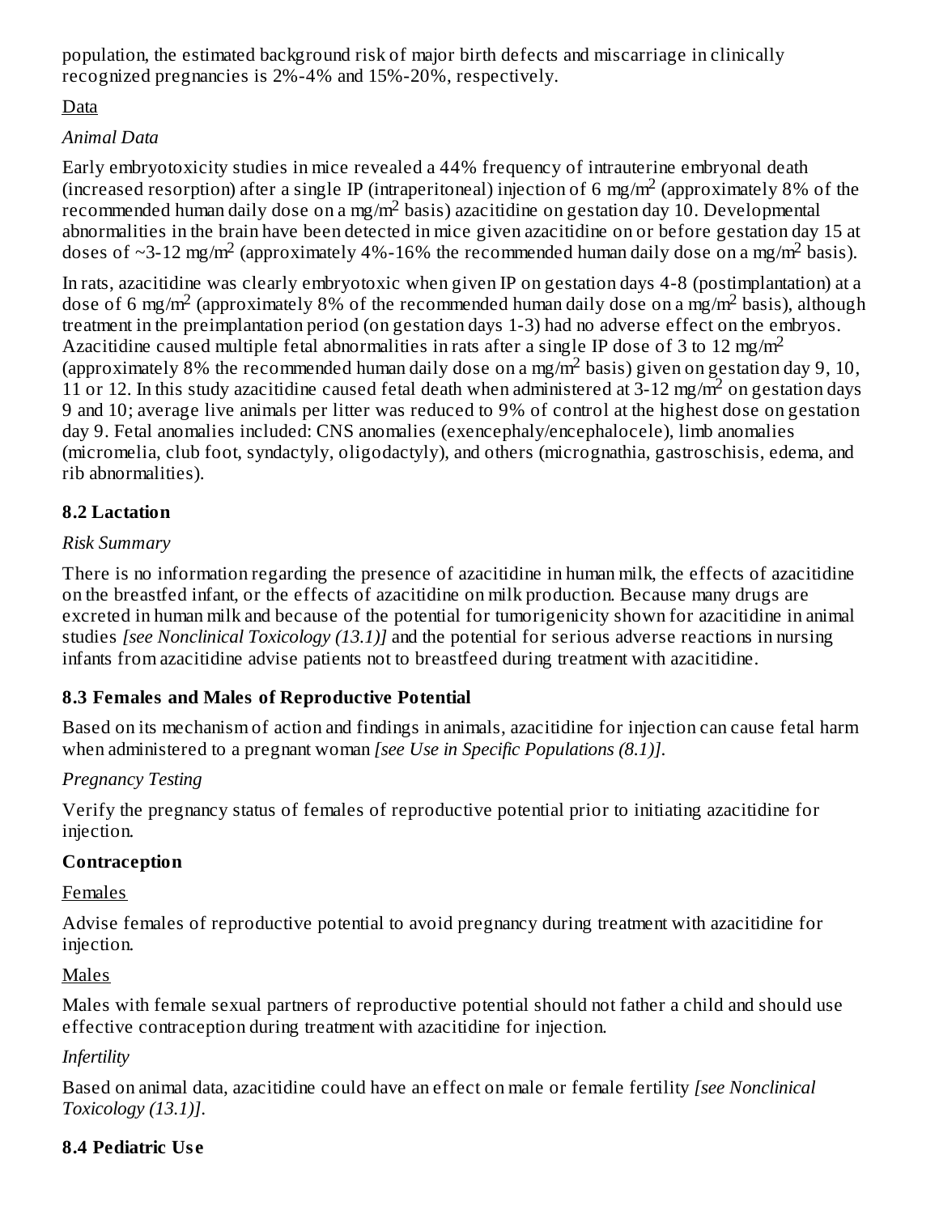population, the estimated background risk of major birth defects and miscarriage in clinically recognized pregnancies is 2%-4% and 15%-20%, respectively.

Data

*Animal Data*

Early embryotoxicity studies in mice revealed a 44% frequency of intrauterine embryonal death (increased resorption) after a single IP (intraperitoneal) injection of 6 $mg/m^2$ (approximately 8% of the recommended human daily dose on a $mg/m^2$ basis) azacitidine on gestation day 10. Developmental abnormalities in the brain have been detected in mice given azacitidine on or before gestation day 15 at doses of ~3-12 $mg/m^2$ (approximately 4%-16% the recommended human daily dose on a $mg/m^2$ basis).

In rats, azacitidine was clearly embryotoxic when given IP on gestation days 4-8 (postimplantation) at a dose of 6 $mg/m^2$ (approximately 8% of the recommended human daily dose on a $mg/m^2$ basis), although treatment in the preimplantation period (on gestation days 1-3) had no adverse effect on the embryos. Azacitidine caused multiple fetal abnormalities in rats after a single IP dose of 3 to 12 $mg/m^2$ (approximately 8% the recommended human daily dose on a $mg/m^2$ basis) given on gestation day 9, 10, 11 or 12. In this study azacitidine caused fetal death when administered at 3-12 $mg/m^2$ on gestation days 9 and 10; average live animals per litter was reduced to 9% of control at the highest dose on gestation day 9. Fetal anomalies included: CNS anomalies (exencephaly/encephalocele), limb anomalies (micromelia, club foot, syndactyly, oligodactyly), and others (micrognathia, gastroschisis, edema, and rib abnormalities).

### 8.2 Lactation

*Risk Summary*

There is no information regarding the presence of azacitidine in human milk, the effects of azacitidine on the breastfed infant, or the effects of azacitidine on milk production. Because many drugs are excreted in human milk and because of the potential for tumorigenicity shown for azacitidine in animal studies *[see Nonclinical Toxicology (13.1)]* and the potential for serious adverse reactions in nursing infants from azacitidine advise patients not to breastfeed during treatment with azacitidine.

### 8.3 Females and Males of Reproductive Potential

Based on its mechanism of action and findings in animals, azacitidine for injection can cause fetal harm when administered to a pregnant woman *[see Use in Specific Populations (8.1)]*.

*Pregnancy Testing*

Verify the pregnancy status of females of reproductive potential prior to initiating azacitidine for injection.

**Contraception**

Females

Advise females of reproductive potential to avoid pregnancy during treatment with azacitidine for injection.

Males

Males with female sexual partners of reproductive potential should not father a child and should use effective contraception during treatment with azacitidine for injection.

*Infertility*

Based on animal data, azacitidine could have an effect on male or female fertility *[see Nonclinical Toxicology (13.1)]*.

### 8.4 Pediatric Use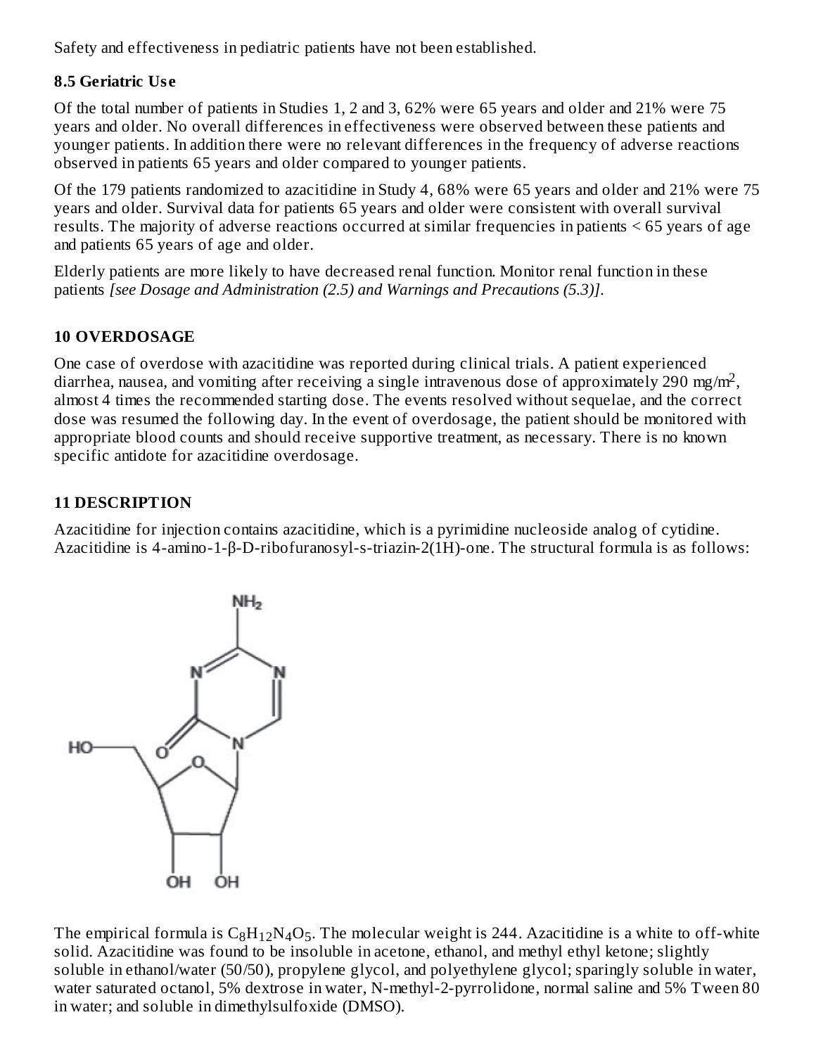Safety and effectiveness in pediatric patients have not been established.

### 8.5 Geriatric Use

Of the total number of patients in Studies 1, 2 and 3, 62% were 65 years and older and 21% were 75 years and older. No overall differences in effectiveness were observed between these patients and younger patients. In addition there were no relevant differences in the frequency of adverse reactions observed in patients 65 years and older compared to younger patients.

Of the 179 patients randomized to azacitidine in Study 4, 68% were 65 years and older and 21% were 75 years and older. Survival data for patients 65 years and older were consistent with overall survival results. The majority of adverse reactions occurred at similar frequencies in patients < 65 years of age and patients 65 years of age and older.

Elderly patients are more likely to have decreased renal function. Monitor renal function in these patients *[see Dosage and Administration (2.5) and Warnings and Precautions (5.3)]*.

## 10 OVERDOSAGE

One case of overdose with azacitidine was reported during clinical trials. A patient experienced diarrhea, nausea, and vomiting after receiving a single intravenous dose of approximately 290 mg/$m^2$, almost 4 times the recommended starting dose. The events resolved without sequelae, and the correct dose was resumed the following day. In the event of overdosage, the patient should be monitored with appropriate blood counts and should receive supportive treatment, as necessary. There is no known specific antidote for azacitidine overdosage.

## 11 DESCRIPTION

Azacitidine for injection contains azacitidine, which is a pyrimidine nucleoside analog of cytidine. Azacitidine is 4-amino-1-β-D-ribofuranosyl-s-triazin-2(1H)-one. The structural formula is as follows:

The empirical formula is $C_8H_{12}N_4O_5$. The molecular weight is 244. Azacitidine is a white to off-white solid. Azacitidine was found to be insoluble in acetone, ethanol, and methyl ethyl ketone; slightly soluble in ethanol/water (50/50), propylene glycol, and polyethylene glycol; sparingly soluble in water, water saturated octanol, 5% dextrose in water, N-methyl-2-pyrrolidone, normal saline and 5% Tween 80 in water; and soluble in dimethylsulfoxide (DMSO).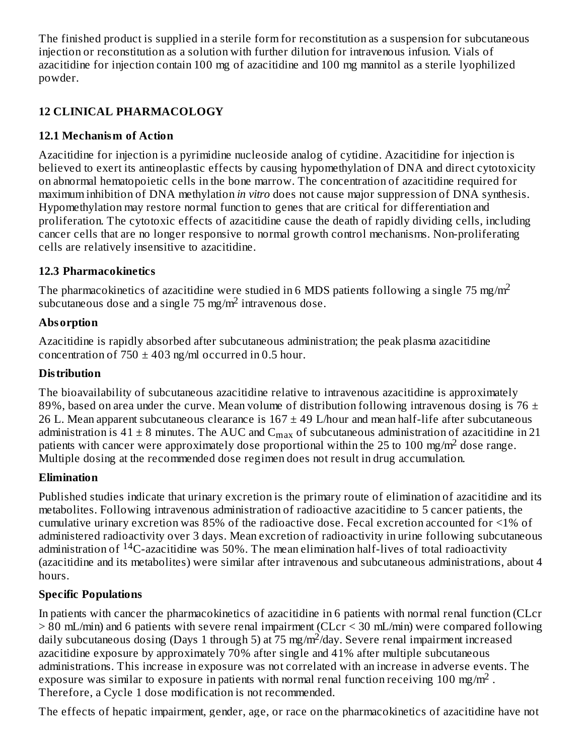The finished product is supplied in a sterile form for reconstitution as a suspension for subcutaneous injection or reconstitution as a solution with further dilution for intravenous infusion. Vials of azacitidine for injection contain 100 mg of azacitidine and 100 mg mannitol as a sterile lyophilized powder.

## 12 CLINICAL PHARMACOLOGY

### 12.1 Mechanism of Action

Azacitidine for injection is a pyrimidine nucleoside analog of cytidine. Azacitidine for injection is believed to exert its antineoplastic effects by causing hypomethylation of DNA and direct cytotoxicity on abnormal hematopoietic cells in the bone marrow. The concentration of azacitidine required for maximum inhibition of DNA methylation *in vitro* does not cause major suppression of DNA synthesis. Hypomethylation may restore normal function to genes that are critical for differentiation and proliferation. The cytotoxic effects of azacitidine cause the death of rapidly dividing cells, including cancer cells that are no longer responsive to normal growth control mechanisms. Non-proliferating cells are relatively insensitive to azacitidine.

### 12.3 Pharmacokinetics

The pharmacokinetics of azacitidine were studied in 6 MDS patients following a single 75 mg/m$^2$ subcutaneous dose and a single 75 mg/m$^2$ intravenous dose.

**Absorption**

Azacitidine is rapidly absorbed after subcutaneous administration; the peak plasma azacitidine concentration of 750 ± 403 ng/ml occurred in 0.5 hour.

**Distribution**

The bioavailability of subcutaneous azacitidine relative to intravenous azacitidine is approximately 89%, based on area under the curve. Mean volume of distribution following intravenous dosing is 76 ± 26 L. Mean apparent subcutaneous clearance is 167 ± 49 L/hour and mean half-life after subcutaneous administration is 41 ± 8 minutes. The AUC and $C_{max}$ of subcutaneous administration of azacitidine in 21 patients with cancer were approximately dose proportional within the 25 to 100 mg/m$^2$ dose range. Multiple dosing at the recommended dose regimen does not result in drug accumulation.

**Elimination**

Published studies indicate that urinary excretion is the primary route of elimination of azacitidine and its metabolites. Following intravenous administration of radioactive azacitidine to 5 cancer patients, the cumulative urinary excretion was 85% of the radioactive dose. Fecal excretion accounted for <1% of administered radioactivity over 3 days. Mean excretion of radioactivity in urine following subcutaneous administration of $^{14}$C-azacitidine was 50%. The mean elimination half-lives of total radioactivity (azacitidine and its metabolites) were similar after intravenous and subcutaneous administrations, about 4 hours.

**Specific Populations**

In patients with cancer the pharmacokinetics of azacitidine in 6 patients with normal renal function (CLcr > 80 mL/min) and 6 patients with severe renal impairment (CLcr < 30 mL/min) were compared following daily subcutaneous dosing (Days 1 through 5) at 75 mg/m$^2$/day. Severe renal impairment increased azacitidine exposure by approximately 70% after single and 41% after multiple subcutaneous administrations. This increase in exposure was not correlated with an increase in adverse events. The exposure was similar to exposure in patients with normal renal function receiving 100 mg/m$^2$ . Therefore, a Cycle 1 dose modification is not recommended.

The effects of hepatic impairment, gender, age, or race on the pharmacokinetics of azacitidine have not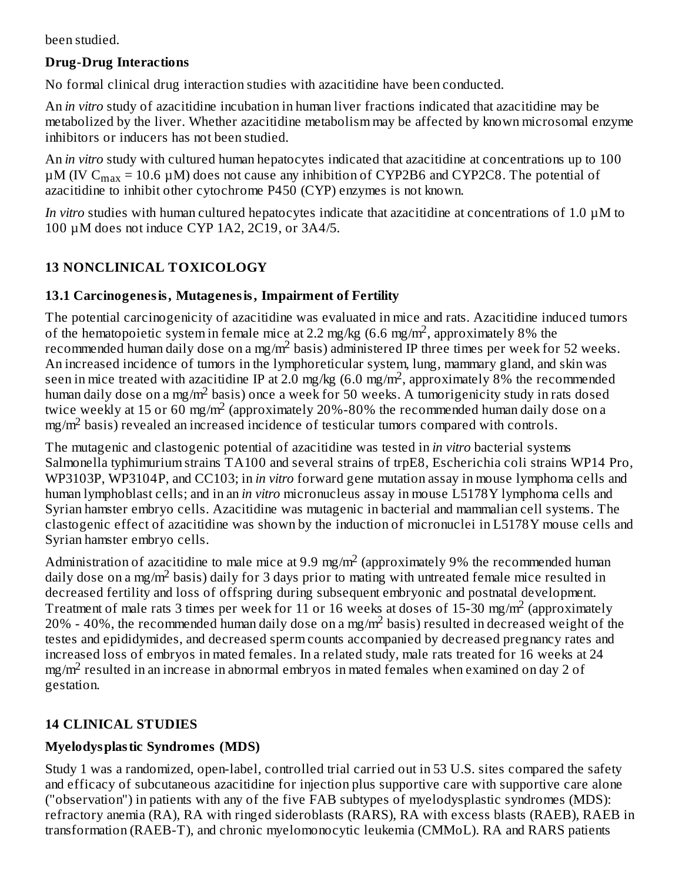been studied.

### Drug-Drug Interactions

No formal clinical drug interaction studies with azacitidine have been conducted.

An *in vitro* study of azacitidine incubation in human liver fractions indicated that azacitidine may be metabolized by the liver. Whether azacitidine metabolism may be affected by known microsomal enzyme inhibitors or inducers has not been studied.

An *in vitro* study with cultured human hepatocytes indicated that azacitidine at concentrations up to 100 µM (IV $C_{max}$ = 10.6 µM) does not cause any inhibition of CYP2B6 and CYP2C8. The potential of azacitidine to inhibit other cytochrome P450 (CYP) enzymes is not known.

*In vitro* studies with human cultured hepatocytes indicate that azacitidine at concentrations of 1.0 µM to 100 µM does not induce CYP 1A2, 2C19, or 3A4/5.

## 13 NONCLINICAL TOXICOLOGY

### 13.1 Carcinogenesis, Mutagenesis, Impairment of Fertility

The potential carcinogenicity of azacitidine was evaluated in mice and rats. Azacitidine induced tumors of the hematopoietic system in female mice at 2.2 mg/kg (6.6 mg/m$^2$, approximately 8% the recommended human daily dose on a mg/m$^2$ basis) administered IP three times per week for 52 weeks. An increased incidence of tumors in the lymphoreticular system, lung, mammary gland, and skin was seen in mice treated with azacitidine IP at 2.0 mg/kg (6.0 mg/m$^2$, approximately 8% the recommended human daily dose on a mg/m$^2$ basis) once a week for 50 weeks. A tumorigenicity study in rats dosed twice weekly at 15 or 60 mg/m$^2$ (approximately 20%-80% the recommended human daily dose on a mg/m$^2$ basis) revealed an increased incidence of testicular tumors compared with controls.

The mutagenic and clastogenic potential of azacitidine was tested in *in vitro* bacterial systems Salmonella typhimurium strains TA100 and several strains of trpE8, Escherichia coli strains WP14 Pro, WP3103P, WP3104P, and CC103; in *in vitro* forward gene mutation assay in mouse lymphoma cells and human lymphoblast cells; and in an *in vitro* micronucleus assay in mouse L5178Y lymphoma cells and Syrian hamster embryo cells. Azacitidine was mutagenic in bacterial and mammalian cell systems. The clastogenic effect of azacitidine was shown by the induction of micronuclei in L5178Y mouse cells and Syrian hamster embryo cells.

Administration of azacitidine to male mice at 9.9 mg/m$^2$ (approximately 9% the recommended human daily dose on a mg/m$^2$ basis) daily for 3 days prior to mating with untreated female mice resulted in decreased fertility and loss of offspring during subsequent embryonic and postnatal development. Treatment of male rats 3 times per week for 11 or 16 weeks at doses of 15-30 mg/m$^2$ (approximately 20% - 40%, the recommended human daily dose on a mg/m$^2$ basis) resulted in decreased weight of the testes and epididymides, and decreased sperm counts accompanied by decreased pregnancy rates and increased loss of embryos in mated females. In a related study, male rats treated for 16 weeks at 24 mg/m$^2$ resulted in an increase in abnormal embryos in mated females when examined on day 2 of gestation.

## 14 CLINICAL STUDIES

### Myelodysplastic Syndromes (MDS)

Study 1 was a randomized, open-label, controlled trial carried out in 53 U.S. sites compared the safety and efficacy of subcutaneous azacitidine for injection plus supportive care with supportive care alone ("observation") in patients with any of the five FAB subtypes of myelodysplastic syndromes (MDS): refractory anemia (RA), RA with ringed sideroblasts (RARS), RA with excess blasts (RAEB), RAEB in transformation (RAEB-T), and chronic myelomonocytic leukemia (CMMoL). RA and RARS patients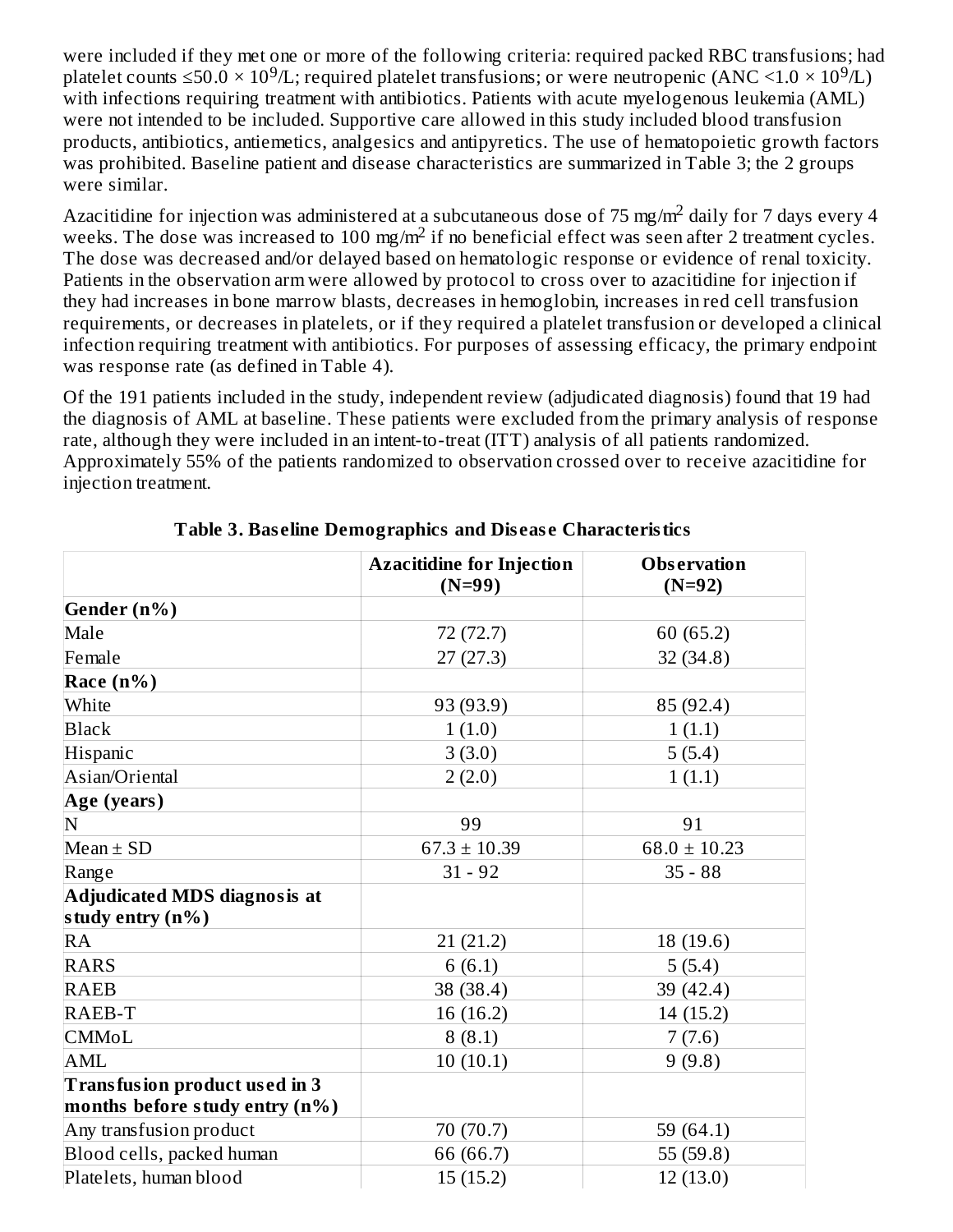were included if they met one or more of the following criteria: required packed RBC transfusions; had platelet counts $\leq 50.0 \times 10^9$/L; required platelet transfusions; or were neutropenic (ANC $< 1.0 \times 10^9$/L) with infections requiring treatment with antibiotics. Patients with acute myelogenous leukemia (AML) were not intended to be included. Supportive care allowed in this study included blood transfusion products, antibiotics, antiemetics, analgesics and antipyretics. The use of hematopoietic growth factors was prohibited. Baseline patient and disease characteristics are summarized in Table 3; the 2 groups were similar.

Azacitidine for injection was administered at a subcutaneous dose of 75 mg/m$^2$ daily for 7 days every 4 weeks. The dose was increased to 100 mg/m$^2$ if no beneficial effect was seen after 2 treatment cycles. The dose was decreased and/or delayed based on hematologic response or evidence of renal toxicity. Patients in the observation arm were allowed by protocol to cross over to azacitidine for injection if they had increases in bone marrow blasts, decreases in hemoglobin, increases in red cell transfusion requirements, or decreases in platelets, or if they required a platelet transfusion or developed a clinical infection requiring treatment with antibiotics. For purposes of assessing efficacy, the primary endpoint was response rate (as defined in Table 4).

Of the 191 patients included in the study, independent review (adjudicated diagnosis) found that 19 had the diagnosis of AML at baseline. These patients were excluded from the primary analysis of response rate, although they were included in an intent-to-treat (ITT) analysis of all patients randomized. Approximately 55% of the patients randomized to observation crossed over to receive azacitidine for injection treatment.

**Table 3. Baseline Demographics and Disease Characteristics**

| | **Azacitidine for Injection (N=99)** | **Observation (N=92)** |
|---|---|---|
| **Gender (n%)** | | |
| Male | 72 (72.7) | 60 (65.2) |
| Female | 27 (27.3) | 32 (34.8) |
| **Race (n%)** | | |
| White | 93 (93.9) | 85 (92.4) |
| Black | 1 (1.0) | 1 (1.1) |
| Hispanic | 3 (3.0) | 5 (5.4) |
| Asian/Oriental | 2 (2.0) | 1 (1.1) |
| **Age (years)** | | |
| N | 99 | 91 |
| Mean ± SD | 67.3 ± 10.39 | 68.0 ± 10.23 |
| Range | 31 - 92 | 35 - 88 |
| **Adjudicated MDS diagnosis at study entry (n%)** | | |
| RA | 21 (21.2) | 18 (19.6) |
| RARS | 6 (6.1) | 5 (5.4) |
| RAEB | 38 (38.4) | 39 (42.4) |
| RAEB-T | 16 (16.2) | 14 (15.2) |
| CMMoL | 8 (8.1) | 7 (7.6) |
| AML | 10 (10.1) | 9 (9.8) |
| **Transfusion product used in 3 months before study entry (n%)** | | |
| Any transfusion product | 70 (70.7) | 59 (64.1) |
| Blood cells, packed human | 66 (66.7) | 55 (59.8) |
| Platelets, human blood | 15 (15.2) | 12 (13.0) |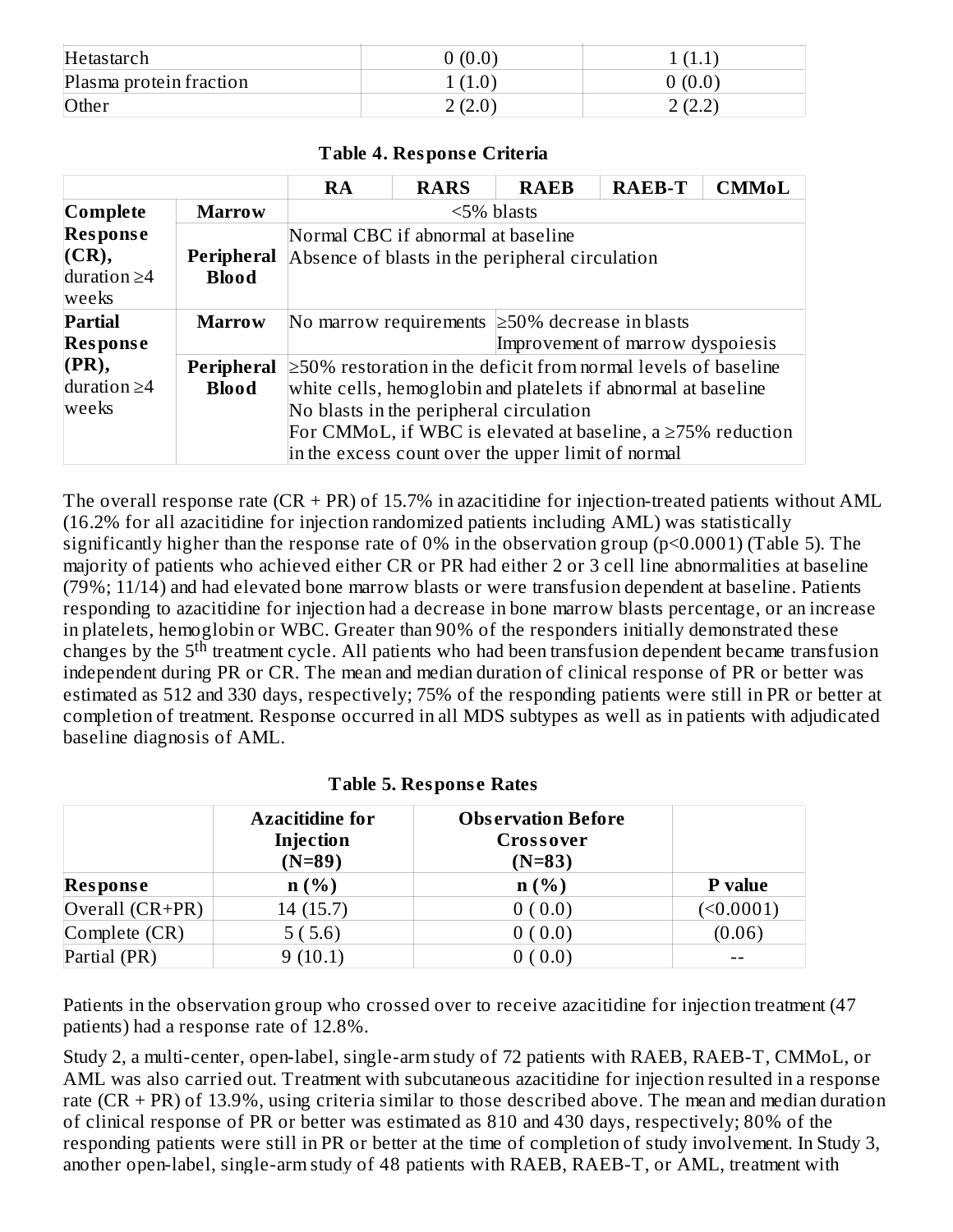| Hetastarch | 0 (0.0) | 1 (1.1) |
|---|---|---|
| Plasma protein fraction | 1 (1.0) | 0 (0.0) |
| Other | 2 (2.0) | 2 (2.2) |

**Table 4. Response Criteria**

| | | RA | RARS | RAEB | RAEB-T | CMMoL |
|---|---|---|---|---|---|---|
| **Complete Response (CR),** duration ≥4 weeks | **Marrow** | <5% blasts | | | | |
| | **Peripheral Blood** | Normal CBC if abnormal at baseline<br>Absence of blasts in the peripheral circulation | | | | |
| **Partial Response (PR),** duration ≥4 weeks | **Marrow** | No marrow requirements | | ≥50% decrease in blasts<br>Improvement of marrow dyspoiesis | | |
| | **Peripheral Blood** | ≥50% restoration in the deficit from normal levels of baseline white cells, hemoglobin and platelets if abnormal at baseline<br>No blasts in the peripheral circulation<br>For CMMoL, if WBC is elevated at baseline, a ≥75% reduction in the excess count over the upper limit of normal | | | | |

The overall response rate (CR + PR) of 15.7% in azacitidine for injection-treated patients without AML (16.2% for all azacitidine for injection randomized patients including AML) was statistically significantly higher than the response rate of 0% in the observation group (p<0.0001) (Table 5). The majority of patients who achieved either CR or PR had either 2 or 3 cell line abnormalities at baseline (79%; 11/14) and had elevated bone marrow blasts or were transfusion dependent at baseline. Patients responding to azacitidine for injection had a decrease in bone marrow blasts percentage, or an increase in platelets, hemoglobin or WBC. Greater than 90% of the responders initially demonstrated these changes by the 5th treatment cycle. All patients who had been transfusion dependent became transfusion independent during PR or CR. The mean and median duration of clinical response of PR or better was estimated as 512 and 330 days, respectively; 75% of the responding patients were still in PR or better at completion of treatment. Response occurred in all MDS subtypes as well as in patients with adjudicated baseline diagnosis of AML.

**Table 5. Response Rates**

| Response | Azacitidine for Injection (N=89)<br>n (%) | Observation Before Crossover (N=83)<br>n (%) | P value |
|---|---|---|---|
| Overall (CR+PR) | 14 (15.7) | 0 ( 0.0) | (<0.0001) |
| Complete (CR) | 5 ( 5.6) | 0 ( 0.0) | (0.06) |
| Partial (PR) | 9 (10.1) | 0 ( 0.0) | -- |

Patients in the observation group who crossed over to receive azacitidine for injection treatment (47 patients) had a response rate of 12.8%.

Study 2, a multi-center, open-label, single-arm study of 72 patients with RAEB, RAEB-T, CMMoL, or AML was also carried out. Treatment with subcutaneous azacitidine for injection resulted in a response rate (CR + PR) of 13.9%, using criteria similar to those described above. The mean and median duration of clinical response of PR or better was estimated as 810 and 430 days, respectively; 80% of the responding patients were still in PR or better at the time of completion of study involvement. In Study 3, another open-label, single-arm study of 48 patients with RAEB, RAEB-T, or AML, treatment with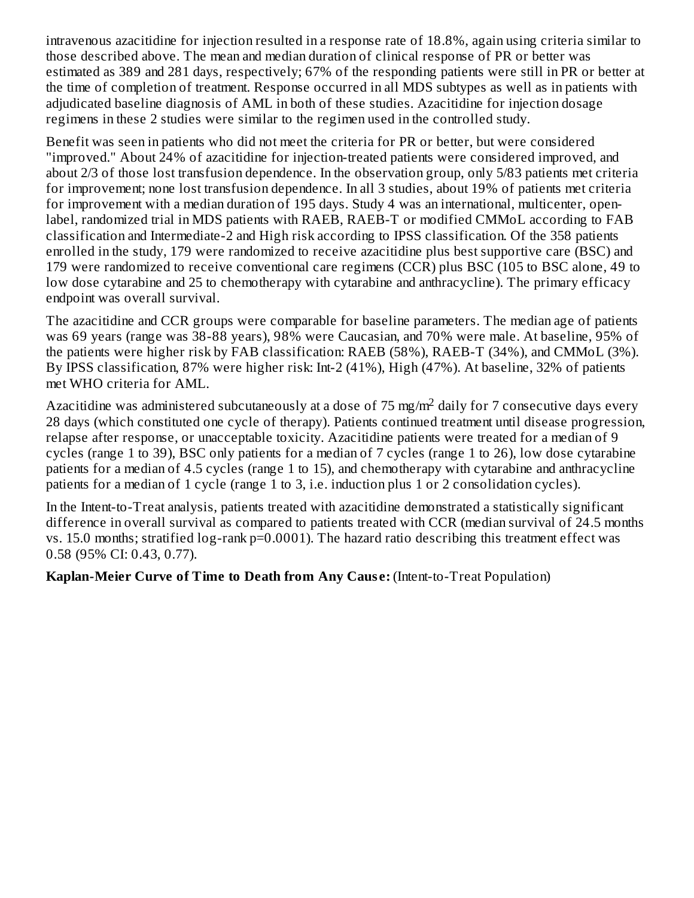intravenous azacitidine for injection resulted in a response rate of 18.8%, again using criteria similar to those described above. The mean and median duration of clinical response of PR or better was estimated as 389 and 281 days, respectively; 67% of the responding patients were still in PR or better at the time of completion of treatment. Response occurred in all MDS subtypes as well as in patients with adjudicated baseline diagnosis of AML in both of these studies. Azacitidine for injection dosage regimens in these 2 studies were similar to the regimen used in the controlled study.

Benefit was seen in patients who did not meet the criteria for PR or better, but were considered "improved." About 24% of azacitidine for injection-treated patients were considered improved, and about 2/3 of those lost transfusion dependence. In the observation group, only 5/83 patients met criteria for improvement; none lost transfusion dependence. In all 3 studies, about 19% of patients met criteria for improvement with a median duration of 195 days. Study 4 was an international, multicenter, open-label, randomized trial in MDS patients with RAEB, RAEB-T or modified CMMoL according to FAB classification and Intermediate-2 and High risk according to IPSS classification. Of the 358 patients enrolled in the study, 179 were randomized to receive azacitidine plus best supportive care (BSC) and 179 were randomized to receive conventional care regimens (CCR) plus BSC (105 to BSC alone, 49 to low dose cytarabine and 25 to chemotherapy with cytarabine and anthracycline). The primary efficacy endpoint was overall survival.

The azacitidine and CCR groups were comparable for baseline parameters. The median age of patients was 69 years (range was 38-88 years), 98% were Caucasian, and 70% were male. At baseline, 95% of the patients were higher risk by FAB classification: RAEB (58%), RAEB-T (34%), and CMMoL (3%). By IPSS classification, 87% were higher risk: Int-2 (41%), High (47%). At baseline, 32% of patients met WHO criteria for AML.

Azacitidine was administered subcutaneously at a dose of 75 mg/m$^2$ daily for 7 consecutive days every 28 days (which constituted one cycle of therapy). Patients continued treatment until disease progression, relapse after response, or unacceptable toxicity. Azacitidine patients were treated for a median of 9 cycles (range 1 to 39), BSC only patients for a median of 7 cycles (range 1 to 26), low dose cytarabine patients for a median of 4.5 cycles (range 1 to 15), and chemotherapy with cytarabine and anthracycline patients for a median of 1 cycle (range 1 to 3, i.e. induction plus 1 or 2 consolidation cycles).

In the Intent-to-Treat analysis, patients treated with azacitidine demonstrated a statistically significant difference in overall survival as compared to patients treated with CCR (median survival of 24.5 months vs. 15.0 months; stratified log-rank p=0.0001). The hazard ratio describing this treatment effect was 0.58 (95% CI: 0.43, 0.77).

**Kaplan-Meier Curve of Time to Death from Any Cause:** (Intent-to-Treat Population)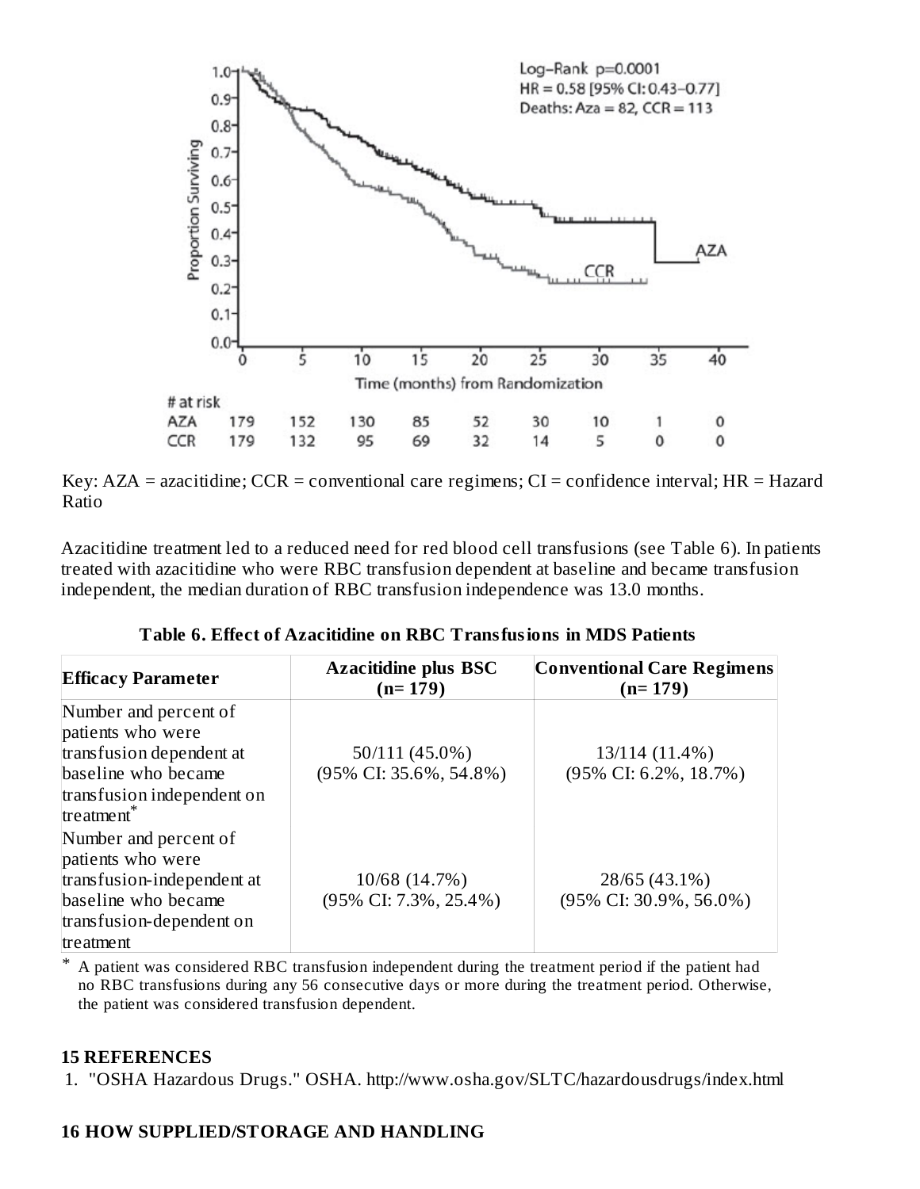Key: AZA = azacitidine; CCR = conventional care regimens; CI = confidence interval; HR = Hazard Ratio

Azacitidine treatment led to a reduced need for red blood cell transfusions (see Table 6). In patients treated with azacitidine who were RBC transfusion dependent at baseline and became transfusion independent, the median duration of RBC transfusion independence was 13.0 months.

**Table 6. Effect of Azacitidine on RBC Transfusions in MDS Patients**

| Efficacy Parameter | Azacitidine plus BSC (n= 179) | Conventional Care Regimens (n= 179) |
|---|---|---|
| Number and percent of patients who were transfusion dependent at baseline who became transfusion independent on treatment* | 50/111 (45.0%) (95% CI: 35.6%, 54.8%) | 13/114 (11.4%) (95% CI: 6.2%, 18.7%) |
| Number and percent of patients who were transfusion-independent at baseline who became transfusion-dependent on treatment | 10/68 (14.7%) (95% CI: 7.3%, 25.4%) | 28/65 (43.1%) (95% CI: 30.9%, 56.0%) |

* A patient was considered RBC transfusion independent during the treatment period if the patient had no RBC transfusions during any 56 consecutive days or more during the treatment period. Otherwise, the patient was considered transfusion dependent.

## 15 REFERENCES

1. "OSHA Hazardous Drugs." OSHA. http://www.osha.gov/SLTC/hazardousdrugs/index.html

## 16 HOW SUPPLIED/STORAGE AND HANDLING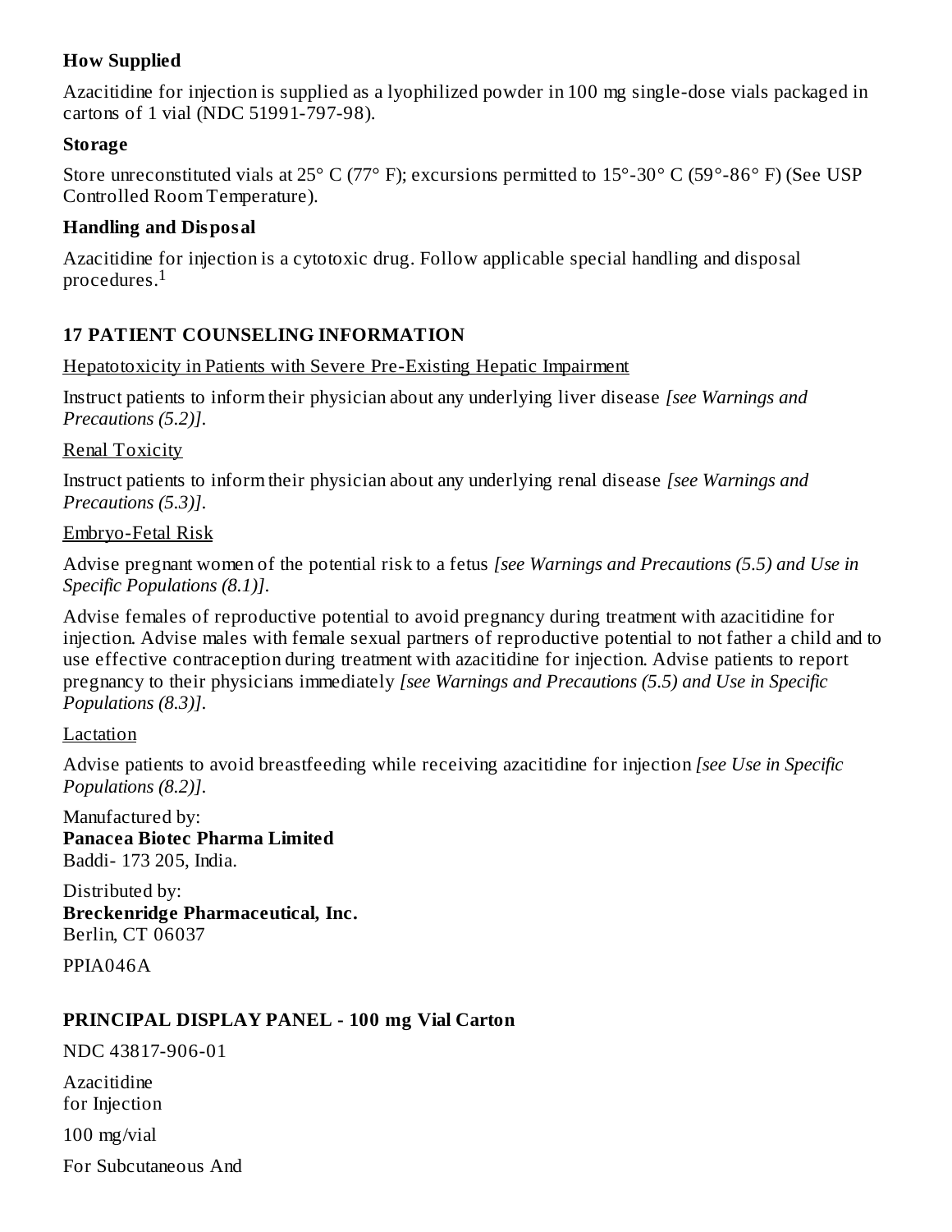### How Supplied

Azacitidine for injection is supplied as a lyophilized powder in 100 mg single-dose vials packaged in cartons of 1 vial (NDC 51991-797-98).

### Storage

Store unreconstituted vials at 25° C (77° F); excursions permitted to 15°-30° C (59°-86° F) (See USP Controlled Room Temperature).

### Handling and Disposal

Azacitidine for injection is a cytotoxic drug. Follow applicable special handling and disposal procedures.[1]

## 17 PATIENT COUNSELING INFORMATION

Hepatotoxicity in Patients with Severe Pre-Existing Hepatic Impairment

Instruct patients to inform their physician about any underlying liver disease *[see Warnings and Precautions (5.2)]*.

Renal Toxicity

Instruct patients to inform their physician about any underlying renal disease *[see Warnings and Precautions (5.3)]*.

Embryo-Fetal Risk

Advise pregnant women of the potential risk to a fetus *[see Warnings and Precautions (5.5) and Use in Specific Populations (8.1)]*.

Advise females of reproductive potential to avoid pregnancy during treatment with azacitidine for injection. Advise males with female sexual partners of reproductive potential to not father a child and to use effective contraception during treatment with azacitidine for injection. Advise patients to report pregnancy to their physicians immediately *[see Warnings and Precautions (5.5) and Use in Specific Populations (8.3)]*.

Lactation

Advise patients to avoid breastfeeding while receiving azacitidine for injection *[see Use in Specific Populations (8.2)]*.

Manufactured by:
**Panacea Biotec Pharma Limited**
Baddi- 173 205, India.

Distributed by:
**Breckenridge Pharmaceutical, Inc.**
Berlin, CT 06037

PPIA046A

### PRINCIPAL DISPLAY PANEL - 100 mg Vial Carton

NDC 43817-906-01

Azacitidine
for Injection

100 mg/vial

For Subcutaneous And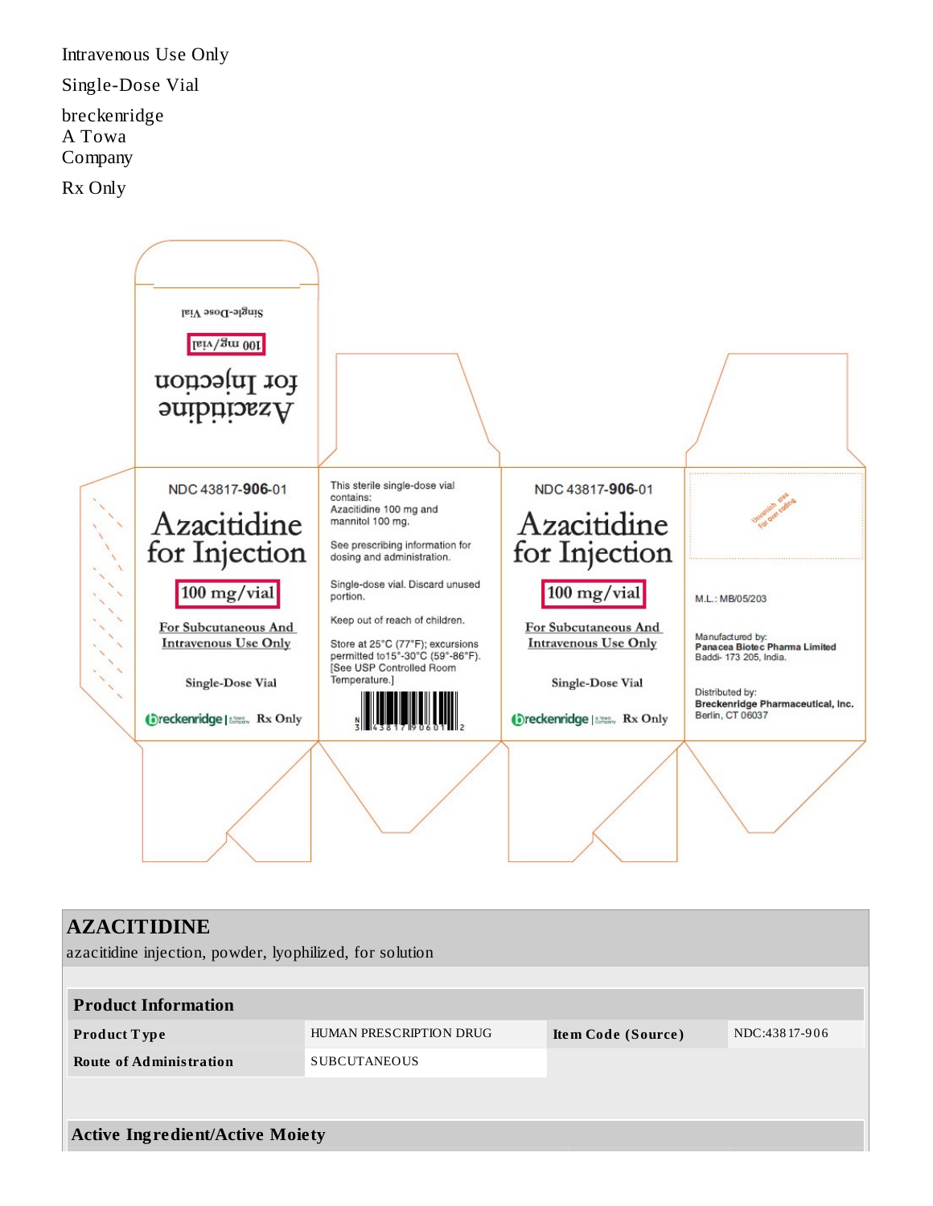Intravenous Use Only

Single-Dose Vial

breckenridge
A Towa
Company

Rx Only

Single-Dose Vial

100 mg/vial

Azacitidine
for Injection

NDC 43817-**906**-01

Azacitidine
for Injection

100 mg/vial

For Subcutaneous And
Intravenous Use Only

Single-Dose Vial

breckenridge | A Towa Company Rx Only

This sterile single-dose vial contains:
Azacitidine 100 mg and mannitol 100 mg.

See prescribing information for dosing and administration.

Single-dose vial. Discard unused portion.

Keep out of reach of children.

Store at 25°C (77°F); excursions permitted to15°-30°C (59°-86°F). [See USP Controlled Room Temperature.]

N 3 43817 90601 2

NDC 43817-**906**-01

Azacitidine
for Injection

100 mg/vial

For Subcutaneous And
Intravenous Use Only

Single-Dose Vial

breckenridge | A Towa Company Rx Only

Unvarnish area
For over coding

M.L.: MB/05/203

Manufactured by:
**Panacea Biotec Pharma Limited**
Baddi- 173 205, India.

Distributed by:
**Breckenridge Pharmaceutical, Inc.**
Berlin, CT 06037

## AZACITIDINE

azacitidine injection, powder, lyophilized, for solution

| Product Information | | | |
|---|---|---|---|
| **Product Type** | HUMAN PRESCRIPTION DRUG | **Item Code (Source)** | NDC:43817-906 |
| **Route of Administration** | SUBCUTANEOUS | | |

| Active Ingredient/Active Moiety |
|---|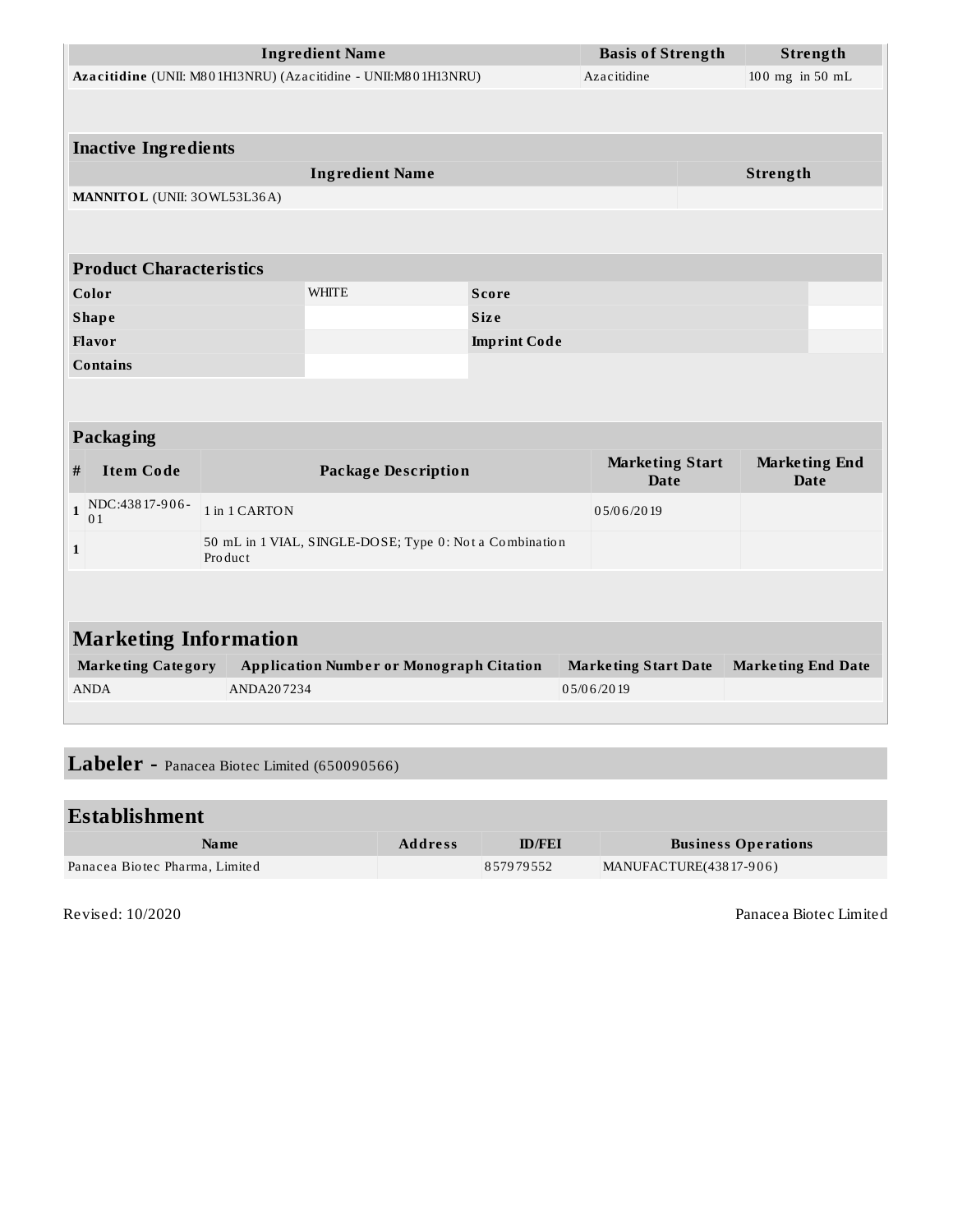| Ingredient Name | Basis of Strength | Strength |
|---|---|---|
| **Azacitidine** (UNII: M801H13NRU) (Azacitidine - UNII:M801H13NRU) | Azacitidine | 100 mg in 50 mL |

## Inactive Ingredients

| Ingredient Name | Strength |
|---|---|
| **MANNITOL** (UNII: 3OWL53L36A) | |

## Product Characteristics

| | | | |
|---|---|---|---|
| **Color** | WHITE | **Score** | |
| **Shape** | | **Size** | |
| **Flavor** | | **Imprint Code** | |
| **Contains** | | | |

## Packaging

| # | Item Code | Package Description | Marketing Start Date | Marketing End Date |
|---|---|---|---|---|
| 1 | NDC:43817-906-01 | 1 in 1 CARTON | 05/06/2019 | |
| 1 | | 50 mL in 1 VIAL, SINGLE-DOSE; Type 0: Not a Combination Product | | |

## Marketing Information

| Marketing Category | Application Number or Monograph Citation | Marketing Start Date | Marketing End Date |
|---|---|---|---|
| ANDA | ANDA207234 | 05/06/2019 | |

## Labeler - Panacea Biotec Limited (650090566)

## Establishment

| Name | Address | ID/FEI | Business Operations |
|---|---|---|---|
| Panacea Biotec Pharma, Limited | | 857979552 | MANUFACTURE(43817-906) |

Revised: 10/2020

Panacea Biotec Limited